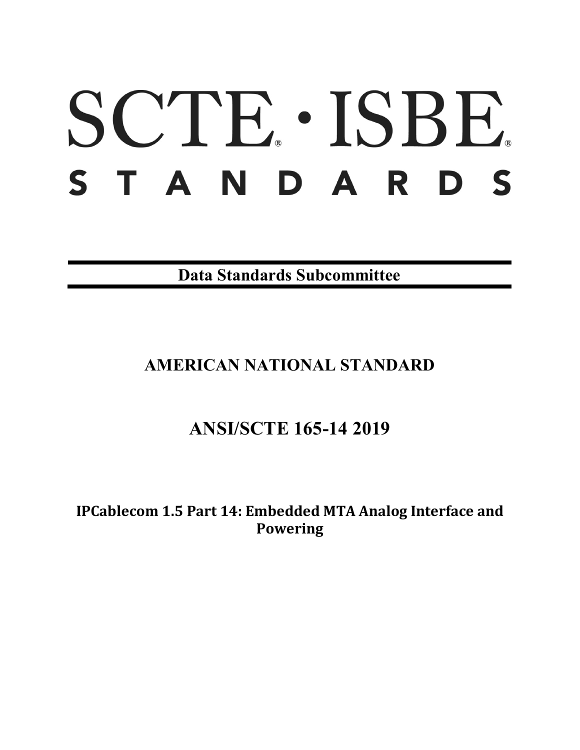# SCTE · ISBE STANDARDS

**Data Standards Subcommittee**

## AMERICAN NATIONAL STANDARD

## ANSI/SCTE 165-14 2019

**IPCablecom 1.5 Part 14: Embedded MTA Analog Interface and Powering**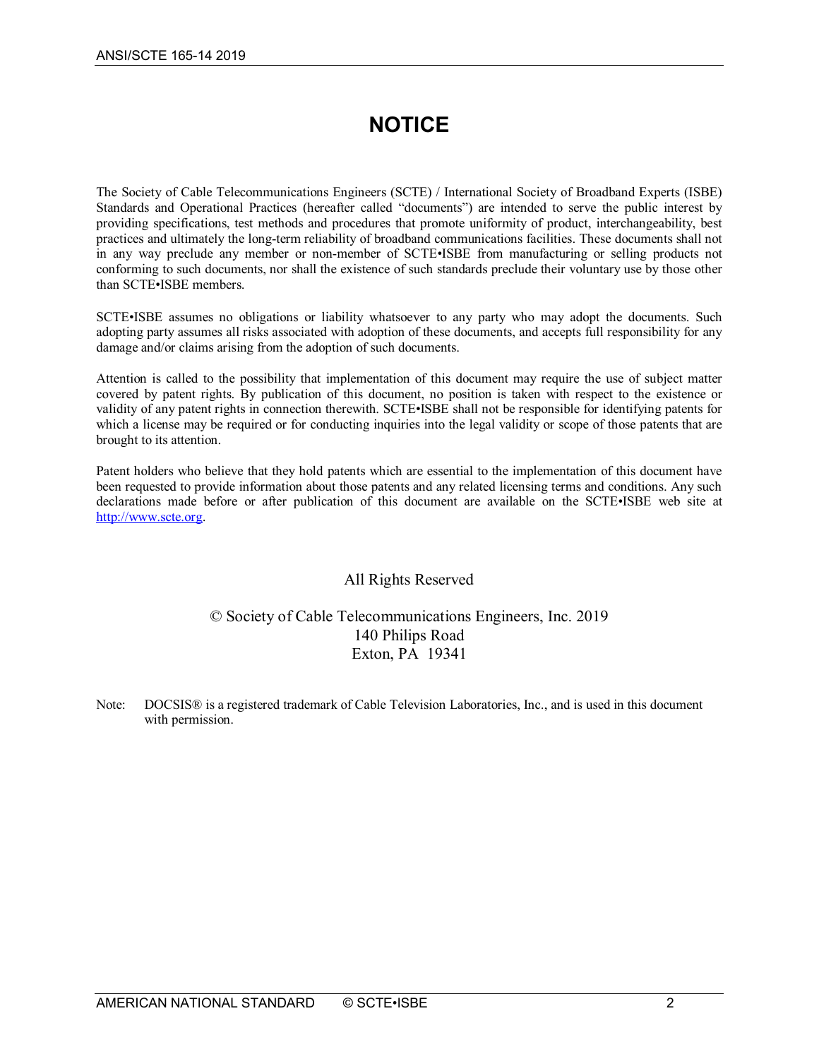# NOTICE

The Society of Cable Telecommunications Engineers (SCTE) / International Society of Broadband Experts (ISBE) Standards and Operational Practices (hereafter called "documents") are intended to serve the public interest by providing specifications, test methods and procedures that promote uniformity of product, interchangeability, best practices and ultimately the long-term reliability of broadband communications facilities. These documents shall not in any way preclude any member or non-member of SCTE•ISBE from manufacturing or selling products not conforming to such documents, nor shall the existence of such standards preclude their voluntary use by those other than SCTE•ISBE members.

SCTE•ISBE assumes no obligations or liability whatsoever to any party who may adopt the documents. Such adopting party assumes all risks associated with adoption of these documents, and accepts full responsibility for any damage and/or claims arising from the adoption of such documents.

Attention is called to the possibility that implementation of this document may require the use of subject matter covered by patent rights. By publication of this document, no position is taken with respect to the existence or validity of any patent rights in connection therewith. SCTE•ISBE shall not be responsible for identifying patents for which a license may be required or for conducting inquiries into the legal validity or scope of those patents that are brought to its attention.

Patent holders who believe that they hold patents which are essential to the implementation of this document have been requested to provide information about those patents and any related licensing terms and conditions. Any such declarations made before or after publication of this document are available on the SCTE•ISBE web site at http://www.scte.org.

All Rights Reserved

© Society of Cable Telecommunications Engineers, Inc. 2019
140 Philips Road
Exton, PA 19341

Note: DOCSIS® is a registered trademark of Cable Television Laboratories, Inc., and is used in this document with permission.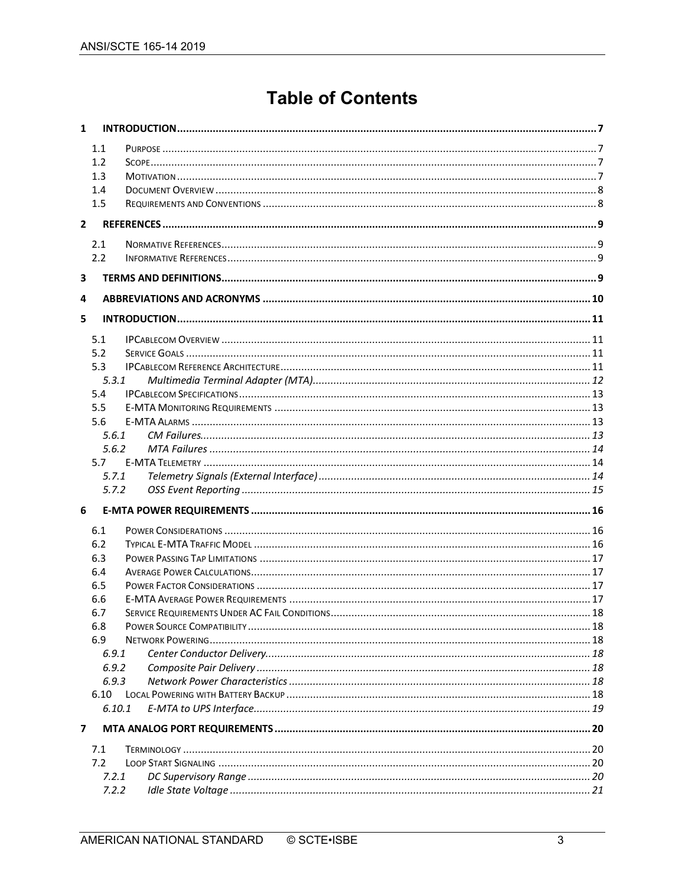# Table of Contents

**1 INTRODUCTION** ..... 7

- 1.1 Purpose ..... 7
- 1.2 Scope ..... 7
- 1.3 Motivation ..... 7
- 1.4 Document Overview ..... 8
- 1.5 Requirements and Conventions ..... 8

**2 REFERENCES** ..... 9

- 2.1 Normative References ..... 9
- 2.2 Informative References ..... 9

**3 TERMS AND DEFINITIONS** ..... 9

**4 ABBREVIATIONS AND ACRONYMS** ..... 10

**5 INTRODUCTION** ..... 11

- 5.1 IPCablecom Overview ..... 11
- 5.2 Service Goals ..... 11
- 5.3 IPCablecom Reference Architecture ..... 11
  - *5.3.1 Multimedia Terminal Adapter (MTA)* ..... 12
- 5.4 IPCablecom Specifications ..... 13
- 5.5 E-MTA Monitoring Requirements ..... 13
- 5.6 E-MTA Alarms ..... 13
  - *5.6.1 CM Failures* ..... 13
  - *5.6.2 MTA Failures* ..... 14
- 5.7 E-MTA Telemetry ..... 14
  - *5.7.1 Telemetry Signals (External Interface)* ..... 14
  - *5.7.2 OSS Event Reporting* ..... 15

**6 E-MTA POWER REQUIREMENTS** ..... 16

- 6.1 Power Considerations ..... 16
- 6.2 Typical E-MTA Traffic Model ..... 16
- 6.3 Power Passing Tap Limitations ..... 17
- 6.4 Average Power Calculations ..... 17
- 6.5 Power Factor Considerations ..... 17
- 6.6 E-MTA Average Power Requirements ..... 17
- 6.7 Service Requirements Under AC Fail Conditions ..... 18
- 6.8 Power Source Compatibility ..... 18
- 6.9 Network Powering ..... 18
  - *6.9.1 Center Conductor Delivery* ..... 18
  - *6.9.2 Composite Pair Delivery* ..... 18
  - *6.9.3 Network Power Characteristics* ..... 18
- 6.10 Local Powering with Battery Backup ..... 18
  - *6.10.1 E-MTA to UPS Interface* ..... 19

**7 MTA ANALOG PORT REQUIREMENTS** ..... 20

- 7.1 Terminology ..... 20
- 7.2 Loop Start Signaling ..... 20
  - *7.2.1 DC Supervisory Range* ..... 20
  - *7.2.2 Idle State Voltage* ..... 21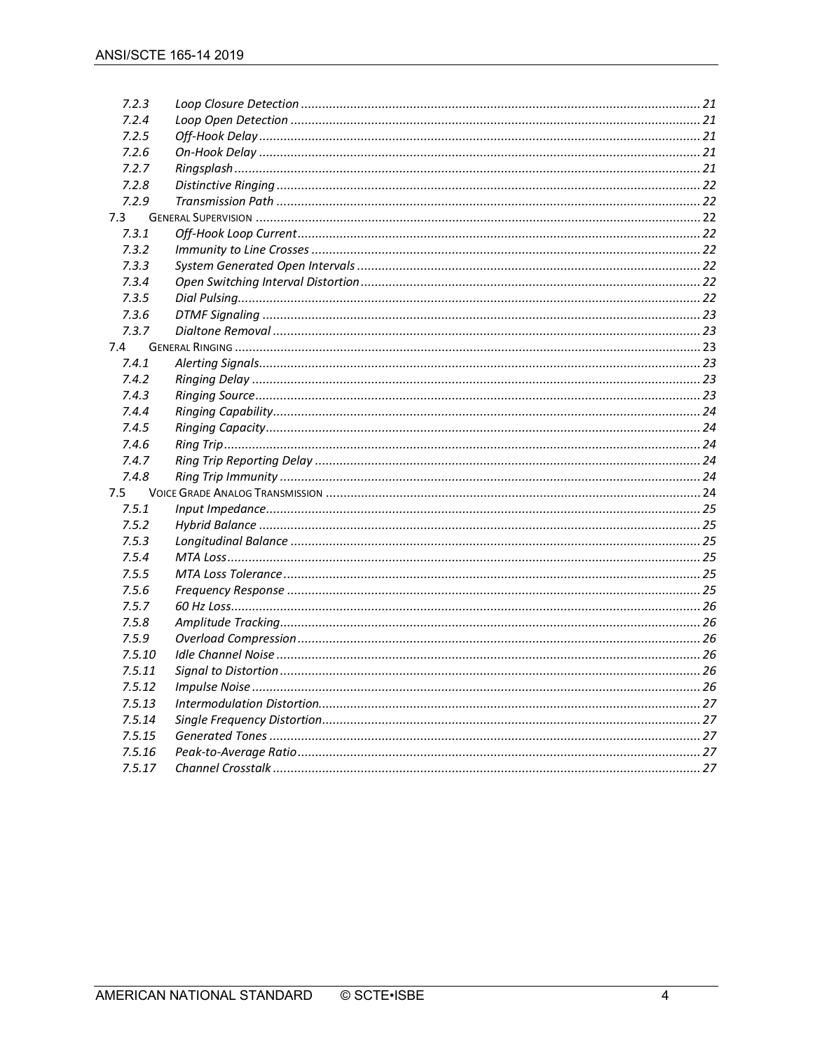7.2.3 *Loop Closure Detection* ... 21
7.2.4 *Loop Open Detection* ... 21
7.2.5 *Off-Hook Delay* ... 21
7.2.6 *On-Hook Delay* ... 21
7.2.7 *Ringsplash* ... 21
7.2.8 *Distinctive Ringing* ... 22
7.2.9 *Transmission Path* ... 22

7.3 General Supervision ... 22
7.3.1 *Off-Hook Loop Current* ... 22
7.3.2 *Immunity to Line Crosses* ... 22
7.3.3 *System Generated Open Intervals* ... 22
7.3.4 *Open Switching Interval Distortion* ... 22
7.3.5 *Dial Pulsing* ... 22
7.3.6 *DTMF Signaling* ... 23
7.3.7 *Dialtone Removal* ... 23

7.4 General Ringing ... 23
7.4.1 *Alerting Signals* ... 23
7.4.2 *Ringing Delay* ... 23
7.4.3 *Ringing Source* ... 23
7.4.4 *Ringing Capability* ... 24
7.4.5 *Ringing Capacity* ... 24
7.4.6 *Ring Trip* ... 24
7.4.7 *Ring Trip Reporting Delay* ... 24
7.4.8 *Ring Trip Immunity* ... 24

7.5 Voice Grade Analog Transmission ... 24
7.5.1 *Input Impedance* ... 25
7.5.2 *Hybrid Balance* ... 25
7.5.3 *Longitudinal Balance* ... 25
7.5.4 *MTA Loss* ... 25
7.5.5 *MTA Loss Tolerance* ... 25
7.5.6 *Frequency Response* ... 25
7.5.7 *60 Hz Loss* ... 26
7.5.8 *Amplitude Tracking* ... 26
7.5.9 *Overload Compression* ... 26
7.5.10 *Idle Channel Noise* ... 26
7.5.11 *Signal to Distortion* ... 26
7.5.12 *Impulse Noise* ... 26
7.5.13 *Intermodulation Distortion* ... 27
7.5.14 *Single Frequency Distortion* ... 27
7.5.15 *Generated Tones* ... 27
7.5.16 *Peak-to-Average Ratio* ... 27
7.5.17 *Channel Crosstalk* ... 27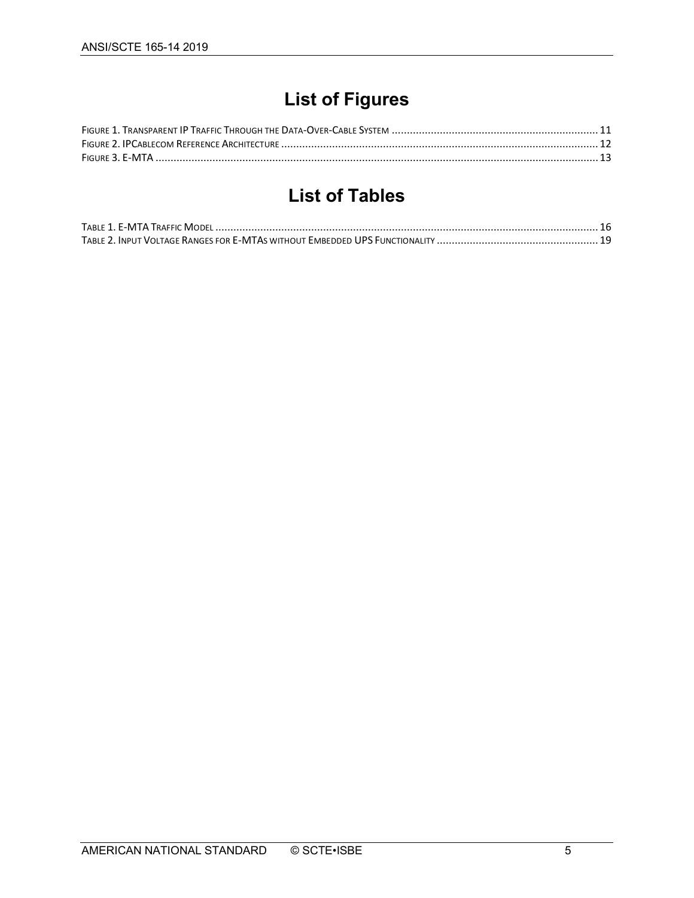# List of Figures

FIGURE 1. TRANSPARENT IP TRAFFIC THROUGH THE DATA-OVER-CABLE SYSTEM ........ 11
FIGURE 2. IPCABLECOM REFERENCE ARCHITECTURE ........ 12
FIGURE 3. E-MTA ........ 13

# List of Tables

TABLE 1. E-MTA TRAFFIC MODEL ........ 16
TABLE 2. INPUT VOLTAGE RANGES FOR E-MTAS WITHOUT EMBEDDED UPS FUNCTIONALITY ........ 19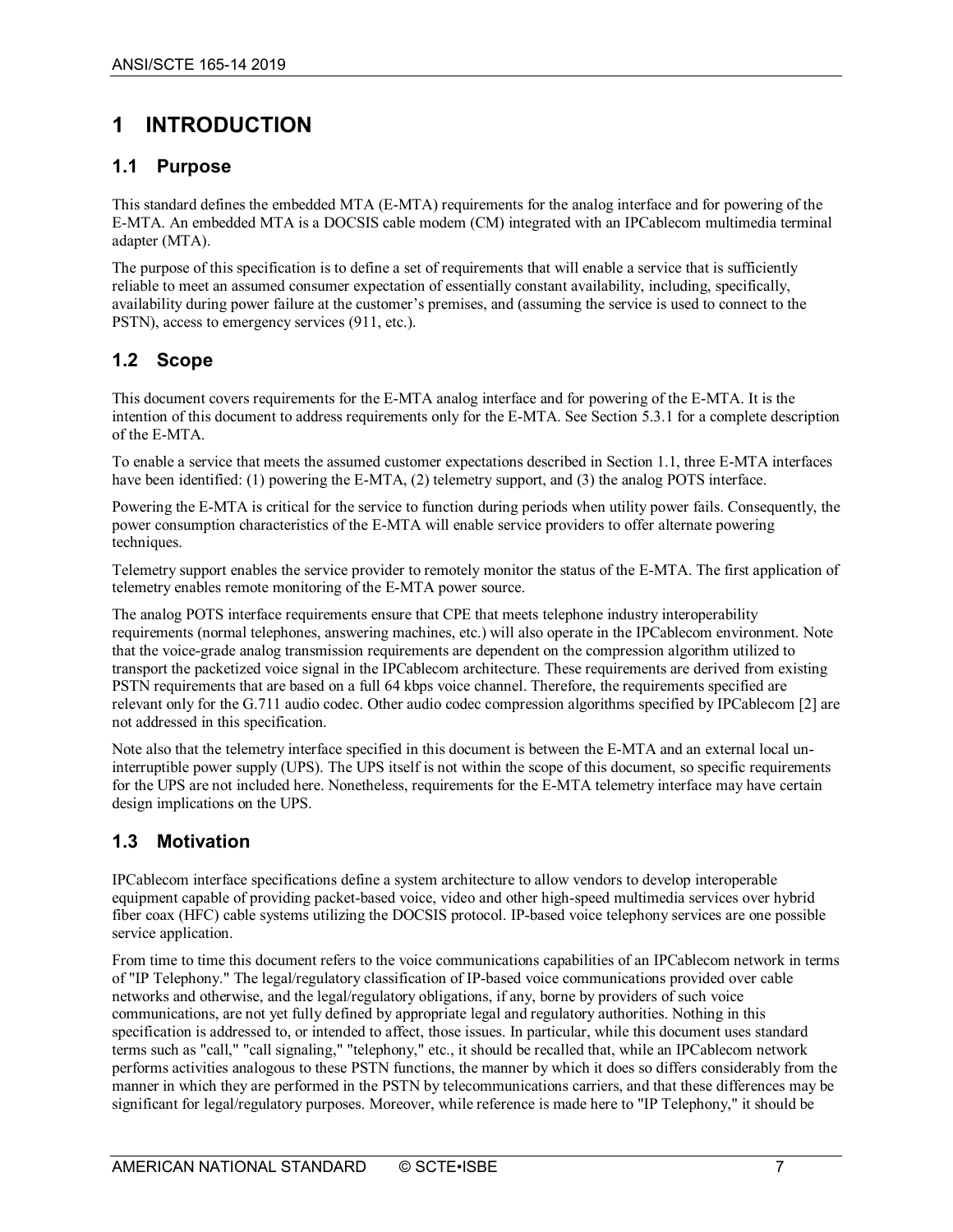# 1 INTRODUCTION

## 1.1 Purpose

This standard defines the embedded MTA (E-MTA) requirements for the analog interface and for powering of the E-MTA. An embedded MTA is a DOCSIS cable modem (CM) integrated with an IPCablecom multimedia terminal adapter (MTA).

The purpose of this specification is to define a set of requirements that will enable a service that is sufficiently reliable to meet an assumed consumer expectation of essentially constant availability, including, specifically, availability during power failure at the customer's premises, and (assuming the service is used to connect to the PSTN), access to emergency services (911, etc.).

## 1.2 Scope

This document covers requirements for the E-MTA analog interface and for powering of the E-MTA. It is the intention of this document to address requirements only for the E-MTA. See Section 5.3.1 for a complete description of the E-MTA.

To enable a service that meets the assumed customer expectations described in Section 1.1, three E-MTA interfaces have been identified: (1) powering the E-MTA, (2) telemetry support, and (3) the analog POTS interface.

Powering the E-MTA is critical for the service to function during periods when utility power fails. Consequently, the power consumption characteristics of the E-MTA will enable service providers to offer alternate powering techniques.

Telemetry support enables the service provider to remotely monitor the status of the E-MTA. The first application of telemetry enables remote monitoring of the E-MTA power source.

The analog POTS interface requirements ensure that CPE that meets telephone industry interoperability requirements (normal telephones, answering machines, etc.) will also operate in the IPCablecom environment. Note that the voice-grade analog transmission requirements are dependent on the compression algorithm utilized to transport the packetized voice signal in the IPCablecom architecture. These requirements are derived from existing PSTN requirements that are based on a full 64 kbps voice channel. Therefore, the requirements specified are relevant only for the G.711 audio codec. Other audio codec compression algorithms specified by IPCablecom [2] are not addressed in this specification.

Note also that the telemetry interface specified in this document is between the E-MTA and an external local un-interruptible power supply (UPS). The UPS itself is not within the scope of this document, so specific requirements for the UPS are not included here. Nonetheless, requirements for the E-MTA telemetry interface may have certain design implications on the UPS.

## 1.3 Motivation

IPCablecom interface specifications define a system architecture to allow vendors to develop interoperable equipment capable of providing packet-based voice, video and other high-speed multimedia services over hybrid fiber coax (HFC) cable systems utilizing the DOCSIS protocol. IP-based voice telephony services are one possible service application.

From time to time this document refers to the voice communications capabilities of an IPCablecom network in terms of "IP Telephony." The legal/regulatory classification of IP-based voice communications provided over cable networks and otherwise, and the legal/regulatory obligations, if any, borne by providers of such voice communications, are not yet fully defined by appropriate legal and regulatory authorities. Nothing in this specification is addressed to, or intended to affect, those issues. In particular, while this document uses standard terms such as "call," "call signaling," "telephony," etc., it should be recalled that, while an IPCablecom network performs activities analogous to these PSTN functions, the manner by which it does so differs considerably from the manner in which they are performed in the PSTN by telecommunications carriers, and that these differences may be significant for legal/regulatory purposes. Moreover, while reference is made here to "IP Telephony," it should be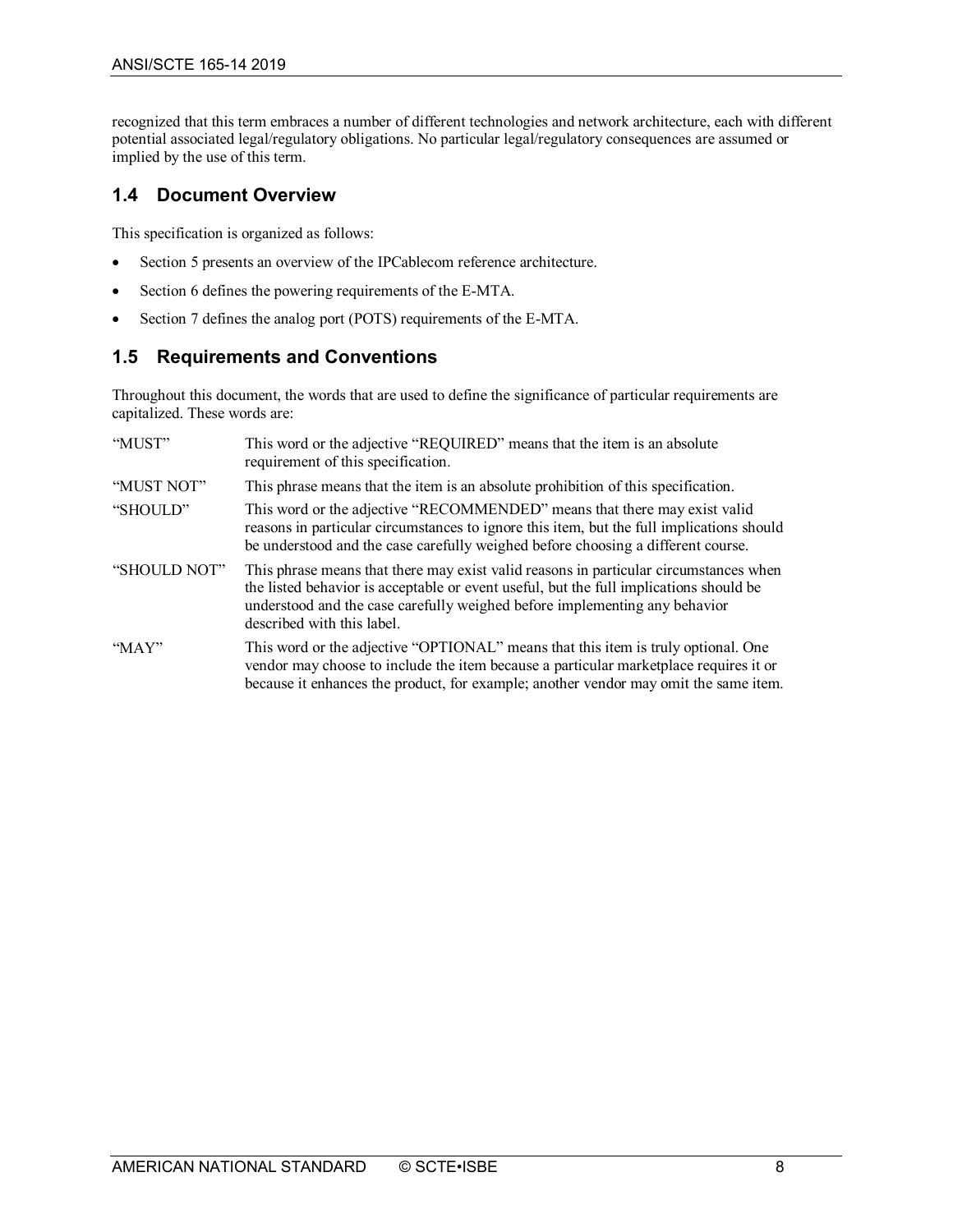recognized that this term embraces a number of different technologies and network architecture, each with different potential associated legal/regulatory obligations. No particular legal/regulatory consequences are assumed or implied by the use of this term.

## 1.4 Document Overview

This specification is organized as follows:

- Section 5 presents an overview of the IPCablecom reference architecture.
- Section 6 defines the powering requirements of the E-MTA.
- Section 7 defines the analog port (POTS) requirements of the E-MTA.

## 1.5 Requirements and Conventions

Throughout this document, the words that are used to define the significance of particular requirements are capitalized. These words are:

| | |
|---|---|
| "MUST" | This word or the adjective "REQUIRED" means that the item is an absolute requirement of this specification. |
| "MUST NOT" | This phrase means that the item is an absolute prohibition of this specification. |
| "SHOULD" | This word or the adjective "RECOMMENDED" means that there may exist valid reasons in particular circumstances to ignore this item, but the full implications should be understood and the case carefully weighed before choosing a different course. |
| "SHOULD NOT" | This phrase means that there may exist valid reasons in particular circumstances when the listed behavior is acceptable or event useful, but the full implications should be understood and the case carefully weighed before implementing any behavior described with this label. |
| "MAY" | This word or the adjective "OPTIONAL" means that this item is truly optional. One vendor may choose to include the item because a particular marketplace requires it or because it enhances the product, for example; another vendor may omit the same item. |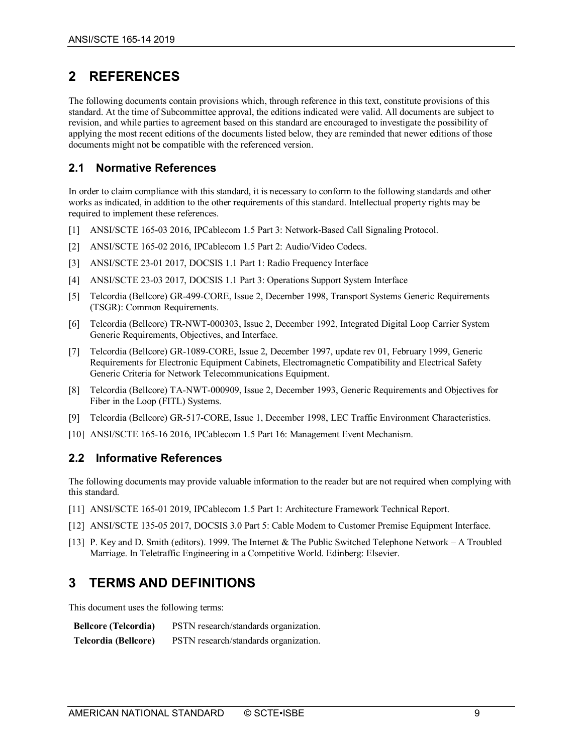# 2 REFERENCES

The following documents contain provisions which, through reference in this text, constitute provisions of this standard. At the time of Subcommittee approval, the editions indicated were valid. All documents are subject to revision, and while parties to agreement based on this standard are encouraged to investigate the possibility of applying the most recent editions of the documents listed below, they are reminded that newer editions of those documents might not be compatible with the referenced version.

## 2.1 Normative References

In order to claim compliance with this standard, it is necessary to conform to the following standards and other works as indicated, in addition to the other requirements of this standard. Intellectual property rights may be required to implement these references.

[1] ANSI/SCTE 165-03 2016, IPCablecom 1.5 Part 3: Network-Based Call Signaling Protocol.

[2] ANSI/SCTE 165-02 2016, IPCablecom 1.5 Part 2: Audio/Video Codecs.

[3] ANSI/SCTE 23-01 2017, DOCSIS 1.1 Part 1: Radio Frequency Interface

[4] ANSI/SCTE 23-03 2017, DOCSIS 1.1 Part 3: Operations Support System Interface

[5] Telcordia (Bellcore) GR-499-CORE, Issue 2, December 1998, Transport Systems Generic Requirements (TSGR): Common Requirements.

[6] Telcordia (Bellcore) TR-NWT-000303, Issue 2, December 1992, Integrated Digital Loop Carrier System Generic Requirements, Objectives, and Interface.

[7] Telcordia (Bellcore) GR-1089-CORE, Issue 2, December 1997, update rev 01, February 1999, Generic Requirements for Electronic Equipment Cabinets, Electromagnetic Compatibility and Electrical Safety Generic Criteria for Network Telecommunications Equipment.

[8] Telcordia (Bellcore) TA-NWT-000909, Issue 2, December 1993, Generic Requirements and Objectives for Fiber in the Loop (FITL) Systems.

[9] Telcordia (Bellcore) GR-517-CORE, Issue 1, December 1998, LEC Traffic Environment Characteristics.

[10] ANSI/SCTE 165-16 2016, IPCablecom 1.5 Part 16: Management Event Mechanism.

## 2.2 Informative References

The following documents may provide valuable information to the reader but are not required when complying with this standard.

[11] ANSI/SCTE 165-01 2019, IPCablecom 1.5 Part 1: Architecture Framework Technical Report.

[12] ANSI/SCTE 135-05 2017, DOCSIS 3.0 Part 5: Cable Modem to Customer Premise Equipment Interface.

[13] P. Key and D. Smith (editors). 1999. The Internet & The Public Switched Telephone Network – A Troubled Marriage. In Teletraffic Engineering in a Competitive World. Edinberg: Elsevier.

# 3 TERMS AND DEFINITIONS

This document uses the following terms:

| | |
|---|---|
| **Bellcore (Telcordia)** | PSTN research/standards organization. |
| **Telcordia (Bellcore)** | PSTN research/standards organization. |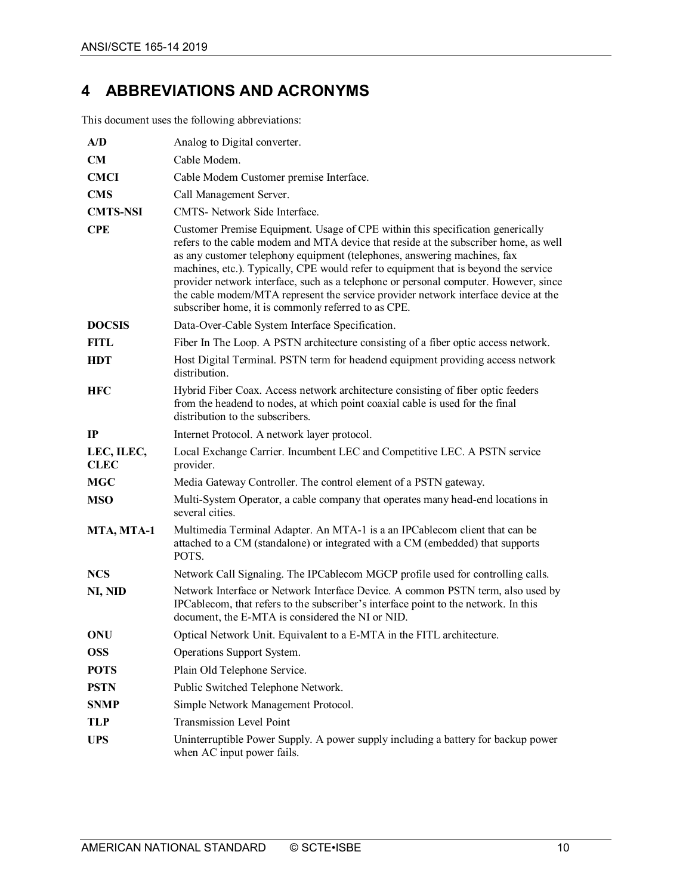# 4 ABBREVIATIONS AND ACRONYMS

This document uses the following abbreviations:

| | |
|---|---|
| **A/D** | Analog to Digital converter. |
| **CM** | Cable Modem. |
| **CMCI** | Cable Modem Customer premise Interface. |
| **CMS** | Call Management Server. |
| **CMTS-NSI** | CMTS- Network Side Interface. |
| **CPE** | Customer Premise Equipment. Usage of CPE within this specification generically refers to the cable modem and MTA device that reside at the subscriber home, as well as any customer telephony equipment (telephones, answering machines, fax machines, etc.). Typically, CPE would refer to equipment that is beyond the service provider network interface, such as a telephone or personal computer. However, since the cable modem/MTA represent the service provider network interface device at the subscriber home, it is commonly referred to as CPE. |
| **DOCSIS** | Data-Over-Cable System Interface Specification. |
| **FITL** | Fiber In The Loop. A PSTN architecture consisting of a fiber optic access network. |
| **HDT** | Host Digital Terminal. PSTN term for headend equipment providing access network distribution. |
| **HFC** | Hybrid Fiber Coax. Access network architecture consisting of fiber optic feeders from the headend to nodes, at which point coaxial cable is used for the final distribution to the subscribers. |
| **IP** | Internet Protocol. A network layer protocol. |
| **LEC, ILEC, CLEC** | Local Exchange Carrier. Incumbent LEC and Competitive LEC. A PSTN service provider. |
| **MGC** | Media Gateway Controller. The control element of a PSTN gateway. |
| **MSO** | Multi-System Operator, a cable company that operates many head-end locations in several cities. |
| **MTA, MTA-1** | Multimedia Terminal Adapter. An MTA-1 is a an IPCablecom client that can be attached to a CM (standalone) or integrated with a CM (embedded) that supports POTS. |
| **NCS** | Network Call Signaling. The IPCablecom MGCP profile used for controlling calls. |
| **NI, NID** | Network Interface or Network Interface Device. A common PSTN term, also used by IPCablecom, that refers to the subscriber's interface point to the network. In this document, the E-MTA is considered the NI or NID. |
| **ONU** | Optical Network Unit. Equivalent to a E-MTA in the FITL architecture. |
| **OSS** | Operations Support System. |
| **POTS** | Plain Old Telephone Service. |
| **PSTN** | Public Switched Telephone Network. |
| **SNMP** | Simple Network Management Protocol. |
| **TLP** | Transmission Level Point |
| **UPS** | Uninterruptible Power Supply. A power supply including a battery for backup power when AC input power fails. |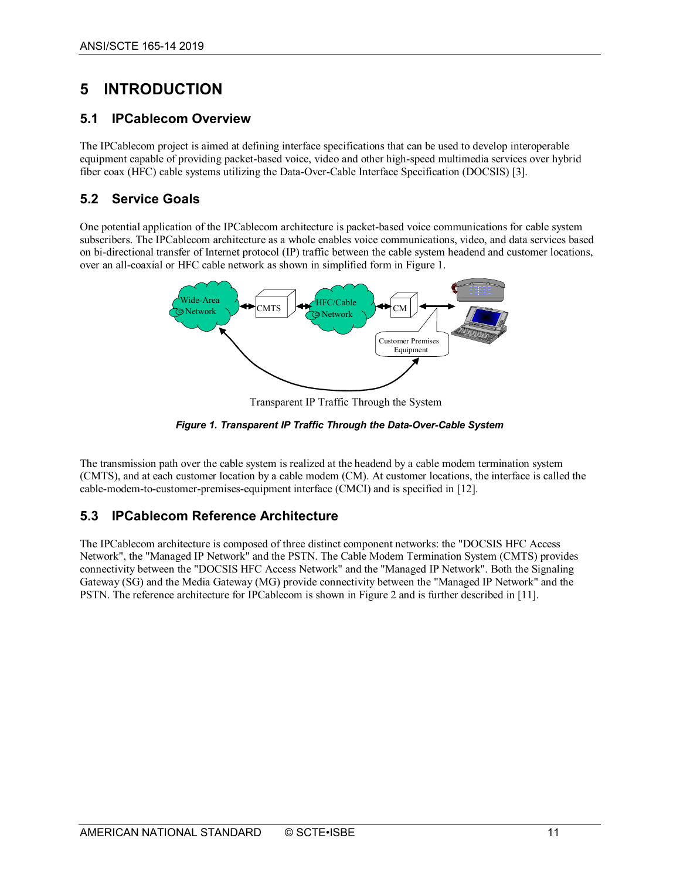# 5 INTRODUCTION

## 5.1 IPCablecom Overview

The IPCablecom project is aimed at defining interface specifications that can be used to develop interoperable equipment capable of providing packet-based voice, video and other high-speed multimedia services over hybrid fiber coax (HFC) cable systems utilizing the Data-Over-Cable Interface Specification (DOCSIS) [3].

## 5.2 Service Goals

One potential application of the IPCablecom architecture is packet-based voice communications for cable system subscribers. The IPCablecom architecture as a whole enables voice communications, video, and data services based on bi-directional transfer of Internet protocol (IP) traffic between the cable system headend and customer locations, over an all-coaxial or HFC cable network as shown in simplified form in Figure 1.

Wide-Area Network | CMTS | HFC/Cable Network | CM | Customer Premises Equipment

Transparent IP Traffic Through the System

***Figure 1. Transparent IP Traffic Through the Data-Over-Cable System***

The transmission path over the cable system is realized at the headend by a cable modem termination system (CMTS), and at each customer location by a cable modem (CM). At customer locations, the interface is called the cable-modem-to-customer-premises-equipment interface (CMCI) and is specified in [12].

## 5.3 IPCablecom Reference Architecture

The IPCablecom architecture is composed of three distinct component networks: the "DOCSIS HFC Access Network", the "Managed IP Network" and the PSTN. The Cable Modem Termination System (CMTS) provides connectivity between the "DOCSIS HFC Access Network" and the "Managed IP Network". Both the Signaling Gateway (SG) and the Media Gateway (MG) provide connectivity between the "Managed IP Network" and the PSTN. The reference architecture for IPCablecom is shown in Figure 2 and is further described in [11].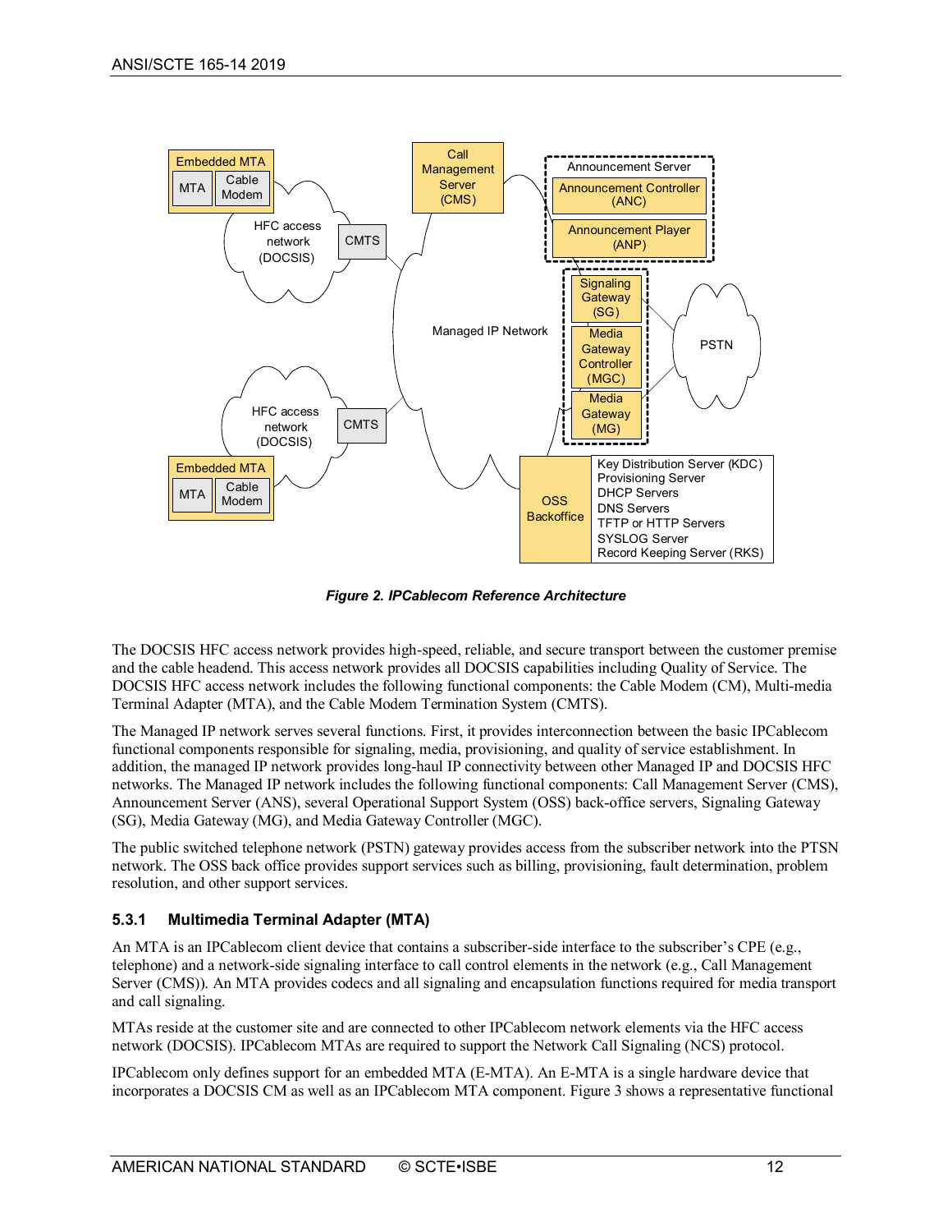**Figure 2. IPCablecom Reference Architecture**

The DOCSIS HFC access network provides high-speed, reliable, and secure transport between the customer premise and the cable headend. This access network provides all DOCSIS capabilities including Quality of Service. The DOCSIS HFC access network includes the following functional components: the Cable Modem (CM), Multi-media Terminal Adapter (MTA), and the Cable Modem Termination System (CMTS).

The Managed IP network serves several functions. First, it provides interconnection between the basic IPCablecom functional components responsible for signaling, media, provisioning, and quality of service establishment. In addition, the managed IP network provides long-haul IP connectivity between other Managed IP and DOCSIS HFC networks. The Managed IP network includes the following functional components: Call Management Server (CMS), Announcement Server (ANS), several Operational Support System (OSS) back-office servers, Signaling Gateway (SG), Media Gateway (MG), and Media Gateway Controller (MGC).

The public switched telephone network (PSTN) gateway provides access from the subscriber network into the PTSN network. The OSS back office provides support services such as billing, provisioning, fault determination, problem resolution, and other support services.

### 5.3.1 Multimedia Terminal Adapter (MTA)

An MTA is an IPCablecom client device that contains a subscriber-side interface to the subscriber's CPE (e.g., telephone) and a network-side signaling interface to call control elements in the network (e.g., Call Management Server (CMS)). An MTA provides codecs and all signaling and encapsulation functions required for media transport and call signaling.

MTAs reside at the customer site and are connected to other IPCablecom network elements via the HFC access network (DOCSIS). IPCablecom MTAs are required to support the Network Call Signaling (NCS) protocol.

IPCablecom only defines support for an embedded MTA (E-MTA). An E-MTA is a single hardware device that incorporates a DOCSIS CM as well as an IPCablecom MTA component. Figure 3 shows a representative functional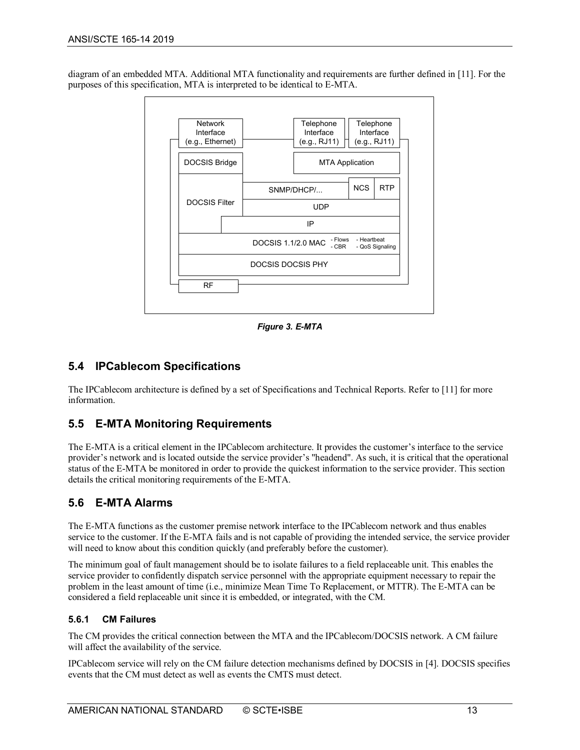diagram of an embedded MTA. Additional MTA functionality and requirements are further defined in [11]. For the purposes of this specification, MTA is interpreted to be identical to E-MTA.

*Figure 3. E-MTA*

## 5.4 IPCablecom Specifications

The IPCablecom architecture is defined by a set of Specifications and Technical Reports. Refer to [11] for more information.

## 5.5 E-MTA Monitoring Requirements

The E-MTA is a critical element in the IPCablecom architecture. It provides the customer's interface to the service provider's network and is located outside the service provider's "headend". As such, it is critical that the operational status of the E-MTA be monitored in order to provide the quickest information to the service provider. This section details the critical monitoring requirements of the E-MTA.

## 5.6 E-MTA Alarms

The E-MTA functions as the customer premise network interface to the IPCablecom network and thus enables service to the customer. If the E-MTA fails and is not capable of providing the intended service, the service provider will need to know about this condition quickly (and preferably before the customer).

The minimum goal of fault management should be to isolate failures to a field replaceable unit. This enables the service provider to confidently dispatch service personnel with the appropriate equipment necessary to repair the problem in the least amount of time (i.e., minimize Mean Time To Replacement, or MTTR). The E-MTA can be considered a field replaceable unit since it is embedded, or integrated, with the CM.

### 5.6.1 CM Failures

The CM provides the critical connection between the MTA and the IPCablecom/DOCSIS network. A CM failure will affect the availability of the service.

IPCablecom service will rely on the CM failure detection mechanisms defined by DOCSIS in [4]. DOCSIS specifies events that the CM must detect as well as events the CMTS must detect.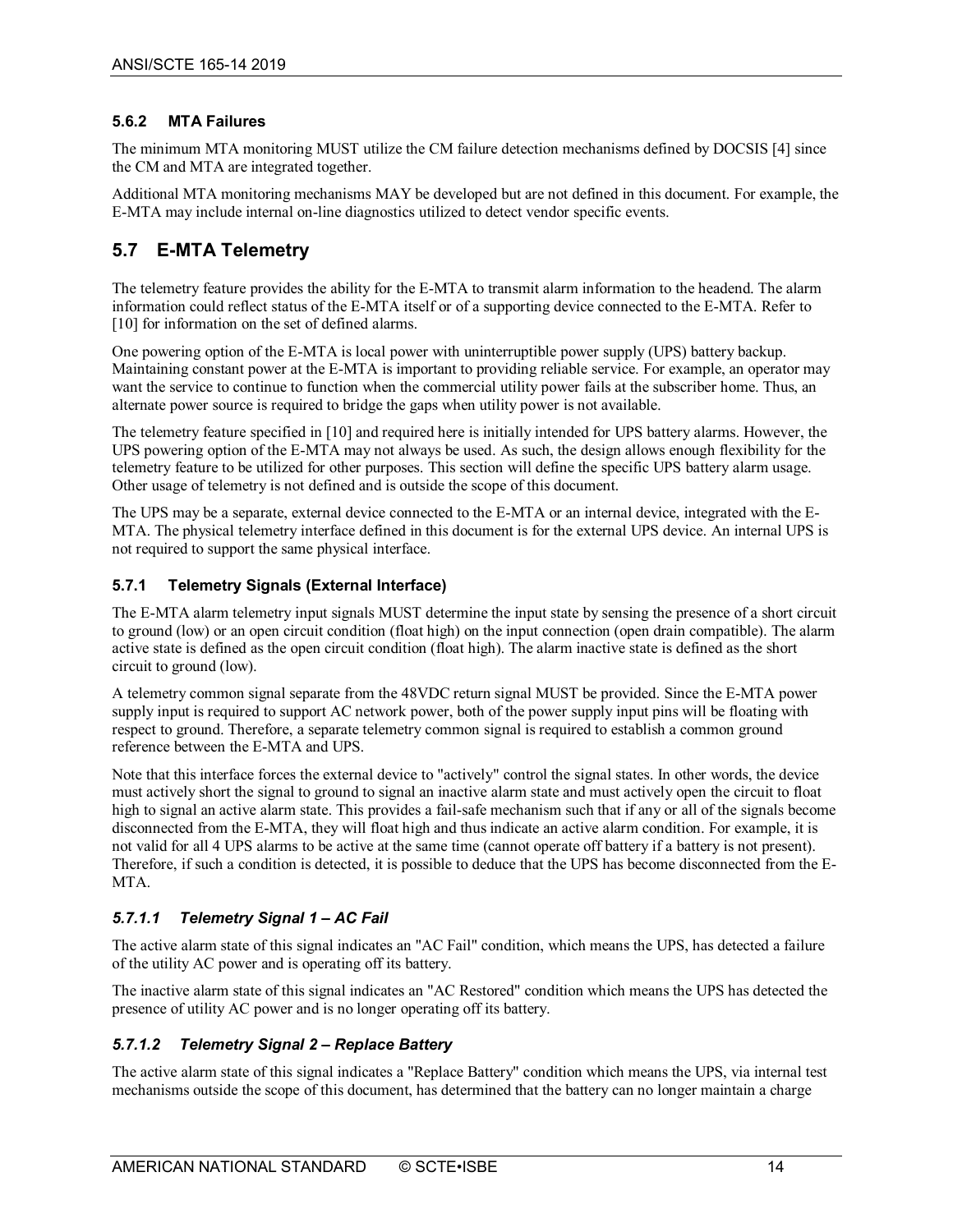### 5.6.2 MTA Failures

The minimum MTA monitoring MUST utilize the CM failure detection mechanisms defined by DOCSIS [4] since the CM and MTA are integrated together.

Additional MTA monitoring mechanisms MAY be developed but are not defined in this document. For example, the E-MTA may include internal on-line diagnostics utilized to detect vendor specific events.

## 5.7 E-MTA Telemetry

The telemetry feature provides the ability for the E-MTA to transmit alarm information to the headend. The alarm information could reflect status of the E-MTA itself or of a supporting device connected to the E-MTA. Refer to [10] for information on the set of defined alarms.

One powering option of the E-MTA is local power with uninterruptible power supply (UPS) battery backup. Maintaining constant power at the E-MTA is important to providing reliable service. For example, an operator may want the service to continue to function when the commercial utility power fails at the subscriber home. Thus, an alternate power source is required to bridge the gaps when utility power is not available.

The telemetry feature specified in [10] and required here is initially intended for UPS battery alarms. However, the UPS powering option of the E-MTA may not always be used. As such, the design allows enough flexibility for the telemetry feature to be utilized for other purposes. This section will define the specific UPS battery alarm usage. Other usage of telemetry is not defined and is outside the scope of this document.

The UPS may be a separate, external device connected to the E-MTA or an internal device, integrated with the E-MTA. The physical telemetry interface defined in this document is for the external UPS device. An internal UPS is not required to support the same physical interface.

### 5.7.1 Telemetry Signals (External Interface)

The E-MTA alarm telemetry input signals MUST determine the input state by sensing the presence of a short circuit to ground (low) or an open circuit condition (float high) on the input connection (open drain compatible). The alarm active state is defined as the open circuit condition (float high). The alarm inactive state is defined as the short circuit to ground (low).

A telemetry common signal separate from the 48VDC return signal MUST be provided. Since the E-MTA power supply input is required to support AC network power, both of the power supply input pins will be floating with respect to ground. Therefore, a separate telemetry common signal is required to establish a common ground reference between the E-MTA and UPS.

Note that this interface forces the external device to "actively" control the signal states. In other words, the device must actively short the signal to ground to signal an inactive alarm state and must actively open the circuit to float high to signal an active alarm state. This provides a fail-safe mechanism such that if any or all of the signals become disconnected from the E-MTA, they will float high and thus indicate an active alarm condition. For example, it is not valid for all 4 UPS alarms to be active at the same time (cannot operate off battery if a battery is not present). Therefore, if such a condition is detected, it is possible to deduce that the UPS has become disconnected from the E-MTA.

#### *5.7.1.1 Telemetry Signal 1 – AC Fail*

The active alarm state of this signal indicates an "AC Fail" condition, which means the UPS, has detected a failure of the utility AC power and is operating off its battery.

The inactive alarm state of this signal indicates an "AC Restored" condition which means the UPS has detected the presence of utility AC power and is no longer operating off its battery.

#### *5.7.1.2 Telemetry Signal 2 – Replace Battery*

The active alarm state of this signal indicates a "Replace Battery" condition which means the UPS, via internal test mechanisms outside the scope of this document, has determined that the battery can no longer maintain a charge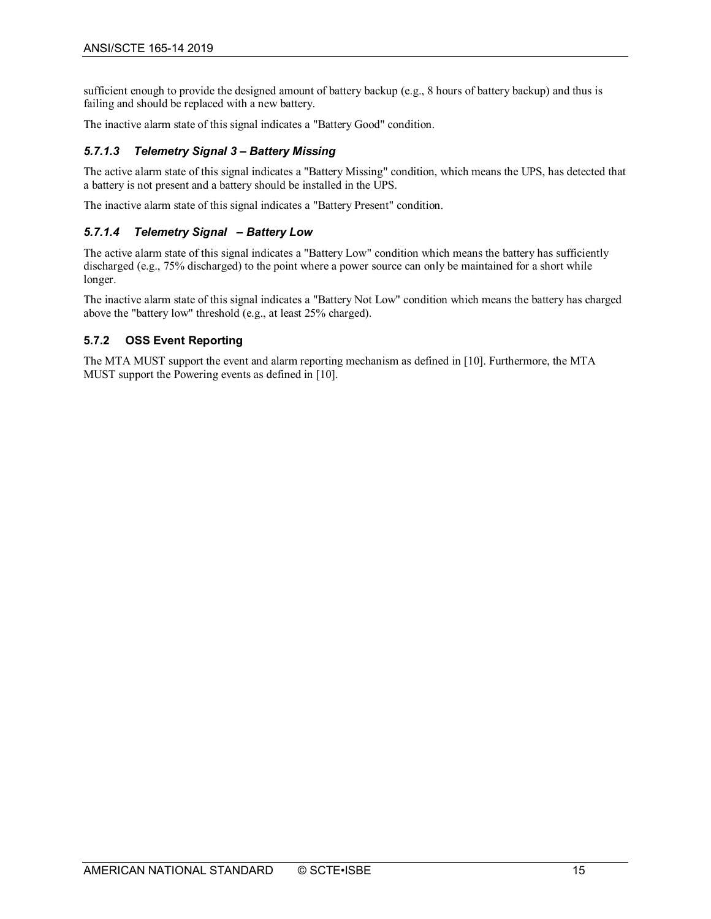sufficient enough to provide the designed amount of battery backup (e.g., 8 hours of battery backup) and thus is failing and should be replaced with a new battery.

The inactive alarm state of this signal indicates a "Battery Good" condition.

#### *5.7.1.3 Telemetry Signal 3 – Battery Missing*

The active alarm state of this signal indicates a "Battery Missing" condition, which means the UPS, has detected that a battery is not present and a battery should be installed in the UPS.

The inactive alarm state of this signal indicates a "Battery Present" condition.

#### *5.7.1.4 Telemetry Signal – Battery Low*

The active alarm state of this signal indicates a "Battery Low" condition which means the battery has sufficiently discharged (e.g., 75% discharged) to the point where a power source can only be maintained for a short while longer.

The inactive alarm state of this signal indicates a "Battery Not Low" condition which means the battery has charged above the "battery low" threshold (e.g., at least 25% charged).

### 5.7.2 OSS Event Reporting

The MTA MUST support the event and alarm reporting mechanism as defined in [10]. Furthermore, the MTA MUST support the Powering events as defined in [10].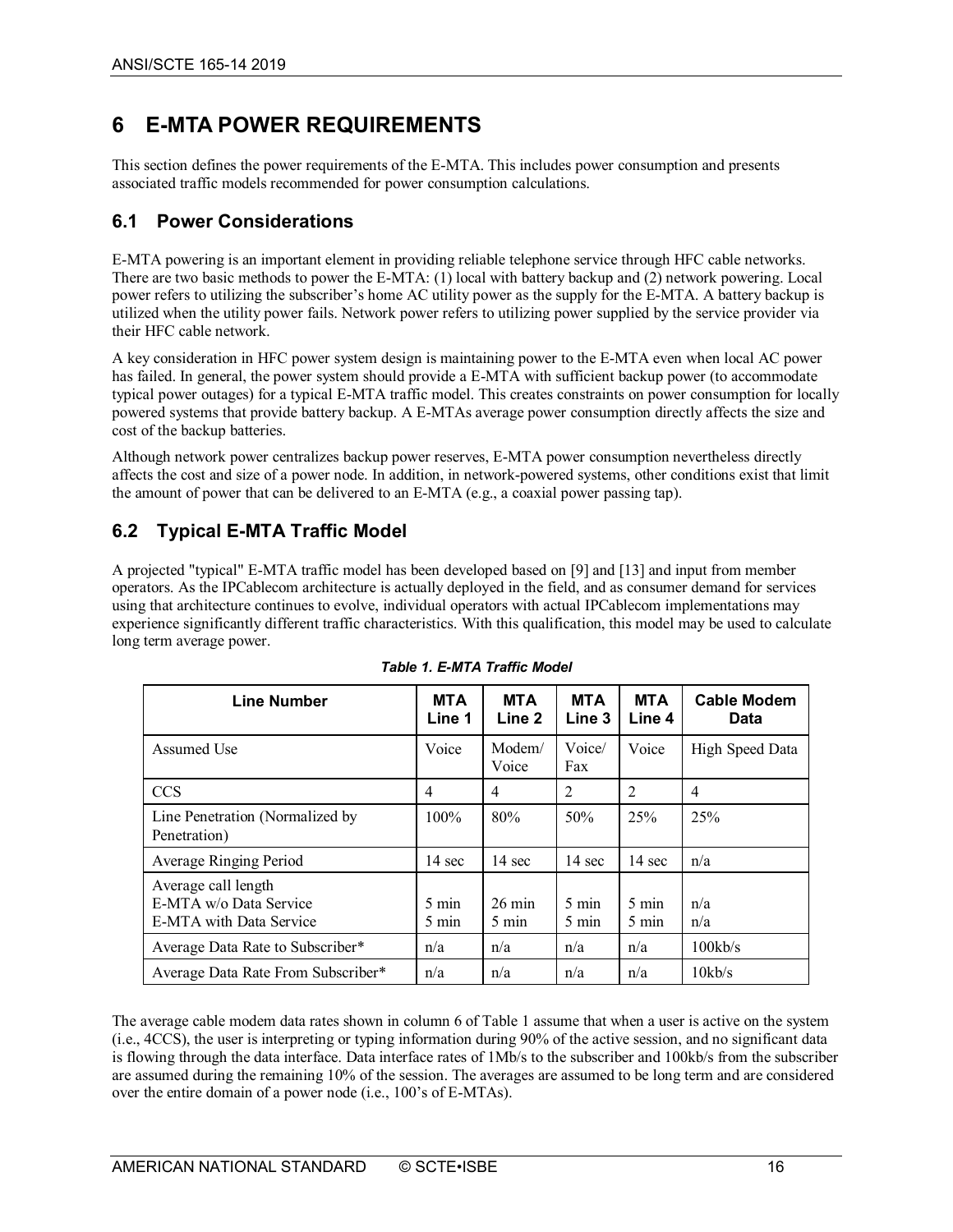# 6 E-MTA POWER REQUIREMENTS

This section defines the power requirements of the E-MTA. This includes power consumption and presents associated traffic models recommended for power consumption calculations.

## 6.1 Power Considerations

E-MTA powering is an important element in providing reliable telephone service through HFC cable networks. There are two basic methods to power the E-MTA: (1) local with battery backup and (2) network powering. Local power refers to utilizing the subscriber's home AC utility power as the supply for the E-MTA. A battery backup is utilized when the utility power fails. Network power refers to utilizing power supplied by the service provider via their HFC cable network.

A key consideration in HFC power system design is maintaining power to the E-MTA even when local AC power has failed. In general, the power system should provide a E-MTA with sufficient backup power (to accommodate typical power outages) for a typical E-MTA traffic model. This creates constraints on power consumption for locally powered systems that provide battery backup. A E-MTAs average power consumption directly affects the size and cost of the backup batteries.

Although network power centralizes backup power reserves, E-MTA power consumption nevertheless directly affects the cost and size of a power node. In addition, in network-powered systems, other conditions exist that limit the amount of power that can be delivered to an E-MTA (e.g., a coaxial power passing tap).

## 6.2 Typical E-MTA Traffic Model

A projected "typical" E-MTA traffic model has been developed based on [9] and [13] and input from member operators. As the IPCablecom architecture is actually deployed in the field, and as consumer demand for services using that architecture continues to evolve, individual operators with actual IPCablecom implementations may experience significantly different traffic characteristics. With this qualification, this model may be used to calculate long term average power.

*Table 1. E-MTA Traffic Model*

| Line Number | MTA Line 1 | MTA Line 2 | MTA Line 3 | MTA Line 4 | Cable Modem Data |
|---|---|---|---|---|---|
| Assumed Use | Voice | Modem/ Voice | Voice/ Fax | Voice | High Speed Data |
| CCS | 4 | 4 | 2 | 2 | 4 |
| Line Penetration (Normalized by Penetration) | 100% | 80% | 50% | 25% | 25% |
| Average Ringing Period | 14 sec | 14 sec | 14 sec | 14 sec | n/a |
| Average call length<br>E-MTA w/o Data Service<br>E-MTA with Data Service | <br>5 min<br>5 min | <br>26 min<br>5 min | <br>5 min<br>5 min | <br>5 min<br>5 min | <br>n/a<br>n/a |
| Average Data Rate to Subscriber* | n/a | n/a | n/a | n/a | 100kb/s |
| Average Data Rate From Subscriber* | n/a | n/a | n/a | n/a | 10kb/s |

The average cable modem data rates shown in column 6 of Table 1 assume that when a user is active on the system (i.e., 4CCS), the user is interpreting or typing information during 90% of the active session, and no significant data is flowing through the data interface. Data interface rates of 1Mb/s to the subscriber and 100kb/s from the subscriber are assumed during the remaining 10% of the session. The averages are assumed to be long term and are considered over the entire domain of a power node (i.e., 100's of E-MTAs).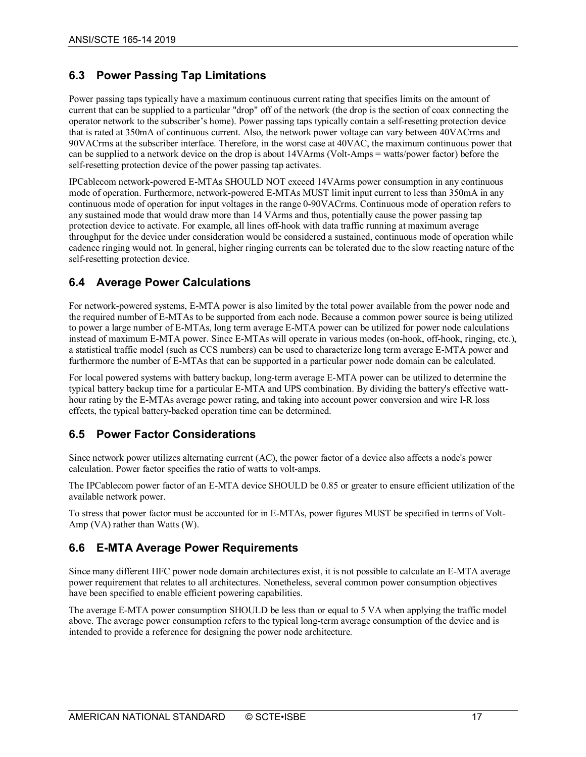## 6.3 Power Passing Tap Limitations

Power passing taps typically have a maximum continuous current rating that specifies limits on the amount of current that can be supplied to a particular "drop" off of the network (the drop is the section of coax connecting the operator network to the subscriber's home). Power passing taps typically contain a self-resetting protection device that is rated at 350mA of continuous current. Also, the network power voltage can vary between 40VACrms and 90VACrms at the subscriber interface. Therefore, in the worst case at 40VAC, the maximum continuous power that can be supplied to a network device on the drop is about 14VArms (Volt-Amps = watts/power factor) before the self-resetting protection device of the power passing tap activates.

IPCablecom network-powered E-MTAs SHOULD NOT exceed 14VArms power consumption in any continuous mode of operation. Furthermore, network-powered E-MTAs MUST limit input current to less than 350mA in any continuous mode of operation for input voltages in the range 0-90VACrms. Continuous mode of operation refers to any sustained mode that would draw more than 14 VArms and thus, potentially cause the power passing tap protection device to activate. For example, all lines off-hook with data traffic running at maximum average throughput for the device under consideration would be considered a sustained, continuous mode of operation while cadence ringing would not. In general, higher ringing currents can be tolerated due to the slow reacting nature of the self-resetting protection device.

## 6.4 Average Power Calculations

For network-powered systems, E-MTA power is also limited by the total power available from the power node and the required number of E-MTAs to be supported from each node. Because a common power source is being utilized to power a large number of E-MTAs, long term average E-MTA power can be utilized for power node calculations instead of maximum E-MTA power. Since E-MTAs will operate in various modes (on-hook, off-hook, ringing, etc.), a statistical traffic model (such as CCS numbers) can be used to characterize long term average E-MTA power and furthermore the number of E-MTAs that can be supported in a particular power node domain can be calculated.

For local powered systems with battery backup, long-term average E-MTA power can be utilized to determine the typical battery backup time for a particular E-MTA and UPS combination. By dividing the battery's effective watt-hour rating by the E-MTAs average power rating, and taking into account power conversion and wire I-R loss effects, the typical battery-backed operation time can be determined.

## 6.5 Power Factor Considerations

Since network power utilizes alternating current (AC), the power factor of a device also affects a node's power calculation. Power factor specifies the ratio of watts to volt-amps.

The IPCablecom power factor of an E-MTA device SHOULD be 0.85 or greater to ensure efficient utilization of the available network power.

To stress that power factor must be accounted for in E-MTAs, power figures MUST be specified in terms of Volt-Amp (VA) rather than Watts (W).

## 6.6 E-MTA Average Power Requirements

Since many different HFC power node domain architectures exist, it is not possible to calculate an E-MTA average power requirement that relates to all architectures. Nonetheless, several common power consumption objectives have been specified to enable efficient powering capabilities.

The average E-MTA power consumption SHOULD be less than or equal to 5 VA when applying the traffic model above. The average power consumption refers to the typical long-term average consumption of the device and is intended to provide a reference for designing the power node architecture.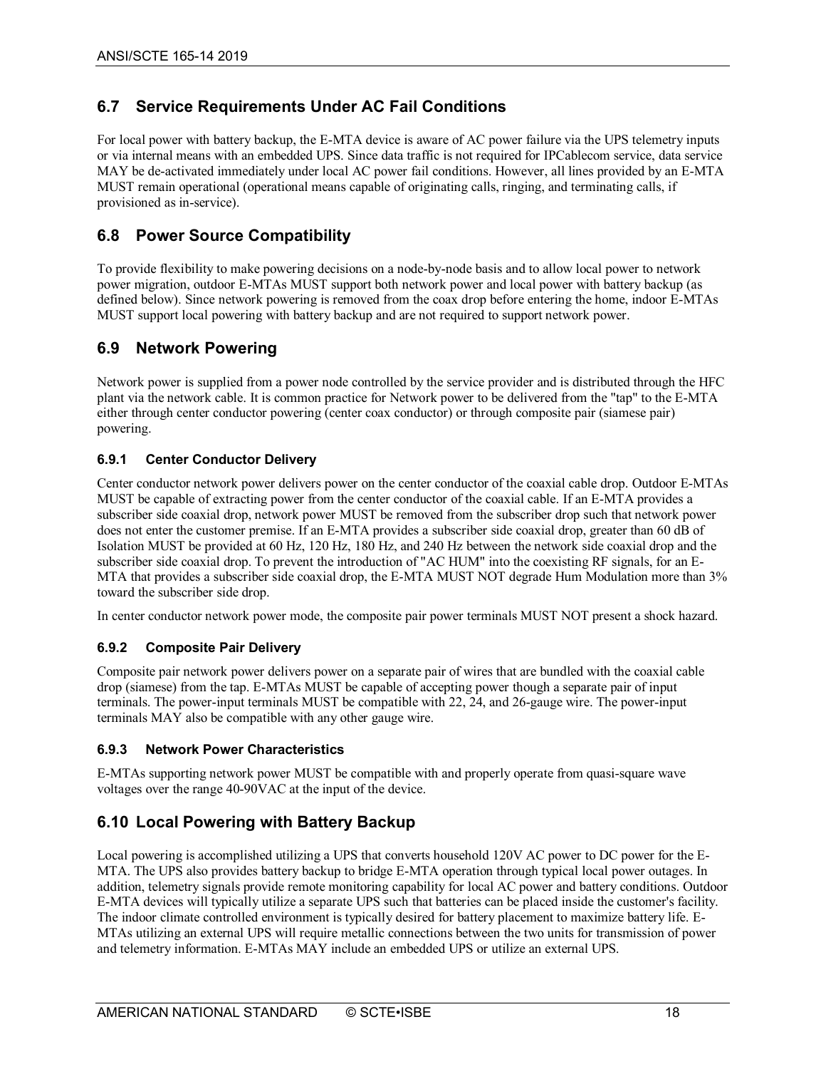## 6.7 Service Requirements Under AC Fail Conditions

For local power with battery backup, the E-MTA device is aware of AC power failure via the UPS telemetry inputs or via internal means with an embedded UPS. Since data traffic is not required for IPCablecom service, data service MAY be de-activated immediately under local AC power fail conditions. However, all lines provided by an E-MTA MUST remain operational (operational means capable of originating calls, ringing, and terminating calls, if provisioned as in-service).

## 6.8 Power Source Compatibility

To provide flexibility to make powering decisions on a node-by-node basis and to allow local power to network power migration, outdoor E-MTAs MUST support both network power and local power with battery backup (as defined below). Since network powering is removed from the coax drop before entering the home, indoor E-MTAs MUST support local powering with battery backup and are not required to support network power.

## 6.9 Network Powering

Network power is supplied from a power node controlled by the service provider and is distributed through the HFC plant via the network cable. It is common practice for Network power to be delivered from the "tap" to the E-MTA either through center conductor powering (center coax conductor) or through composite pair (siamese pair) powering.

### 6.9.1 Center Conductor Delivery

Center conductor network power delivers power on the center conductor of the coaxial cable drop. Outdoor E-MTAs MUST be capable of extracting power from the center conductor of the coaxial cable. If an E-MTA provides a subscriber side coaxial drop, network power MUST be removed from the subscriber drop such that network power does not enter the customer premise. If an E-MTA provides a subscriber side coaxial drop, greater than 60 dB of Isolation MUST be provided at 60 Hz, 120 Hz, 180 Hz, and 240 Hz between the network side coaxial drop and the subscriber side coaxial drop. To prevent the introduction of "AC HUM" into the coexisting RF signals, for an E-MTA that provides a subscriber side coaxial drop, the E-MTA MUST NOT degrade Hum Modulation more than 3% toward the subscriber side drop.

In center conductor network power mode, the composite pair power terminals MUST NOT present a shock hazard.

### 6.9.2 Composite Pair Delivery

Composite pair network power delivers power on a separate pair of wires that are bundled with the coaxial cable drop (siamese) from the tap. E-MTAs MUST be capable of accepting power though a separate pair of input terminals. The power-input terminals MUST be compatible with 22, 24, and 26-gauge wire. The power-input terminals MAY also be compatible with any other gauge wire.

### 6.9.3 Network Power Characteristics

E-MTAs supporting network power MUST be compatible with and properly operate from quasi-square wave voltages over the range 40-90VAC at the input of the device.

## 6.10 Local Powering with Battery Backup

Local powering is accomplished utilizing a UPS that converts household 120V AC power to DC power for the E-MTA. The UPS also provides battery backup to bridge E-MTA operation through typical local power outages. In addition, telemetry signals provide remote monitoring capability for local AC power and battery conditions. Outdoor E-MTA devices will typically utilize a separate UPS such that batteries can be placed inside the customer's facility. The indoor climate controlled environment is typically desired for battery placement to maximize battery life. E-MTAs utilizing an external UPS will require metallic connections between the two units for transmission of power and telemetry information. E-MTAs MAY include an embedded UPS or utilize an external UPS.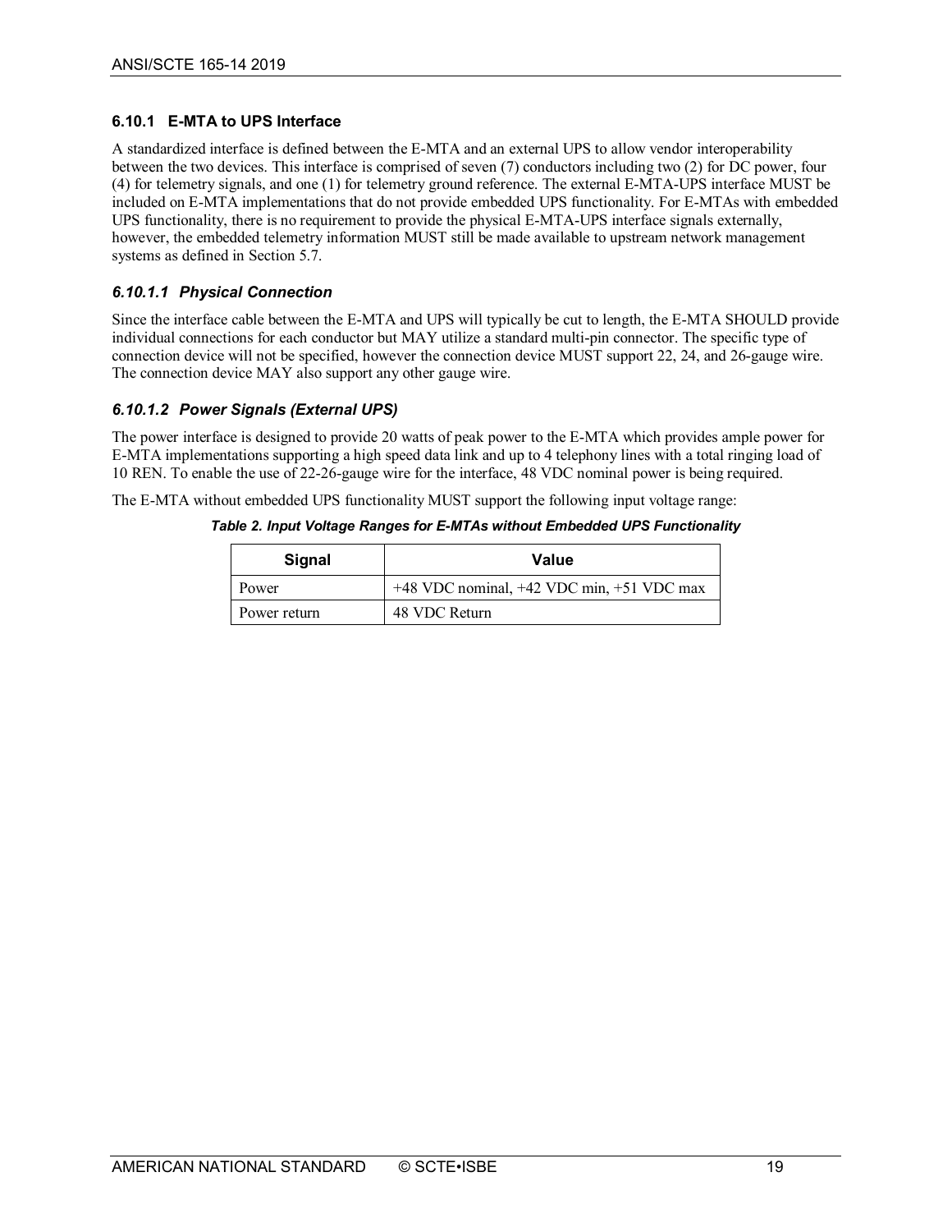### 6.10.1 E-MTA to UPS Interface

A standardized interface is defined between the E-MTA and an external UPS to allow vendor interoperability between the two devices. This interface is comprised of seven (7) conductors including two (2) for DC power, four (4) for telemetry signals, and one (1) for telemetry ground reference. The external E-MTA-UPS interface MUST be included on E-MTA implementations that do not provide embedded UPS functionality. For E-MTAs with embedded UPS functionality, there is no requirement to provide the physical E-MTA-UPS interface signals externally, however, the embedded telemetry information MUST still be made available to upstream network management systems as defined in Section 5.7.

#### *6.10.1.1 Physical Connection*

Since the interface cable between the E-MTA and UPS will typically be cut to length, the E-MTA SHOULD provide individual connections for each conductor but MAY utilize a standard multi-pin connector. The specific type of connection device will not be specified, however the connection device MUST support 22, 24, and 26-gauge wire. The connection device MAY also support any other gauge wire.

#### *6.10.1.2 Power Signals (External UPS)*

The power interface is designed to provide 20 watts of peak power to the E-MTA which provides ample power for E-MTA implementations supporting a high speed data link and up to 4 telephony lines with a total ringing load of 10 REN. To enable the use of 22-26-gauge wire for the interface, 48 VDC nominal power is being required.

The E-MTA without embedded UPS functionality MUST support the following input voltage range:

***Table 2. Input Voltage Ranges for E-MTAs without Embedded UPS Functionality***

| Signal | Value |
|---|---|
| Power | +48 VDC nominal, +42 VDC min, +51 VDC max |
| Power return | 48 VDC Return |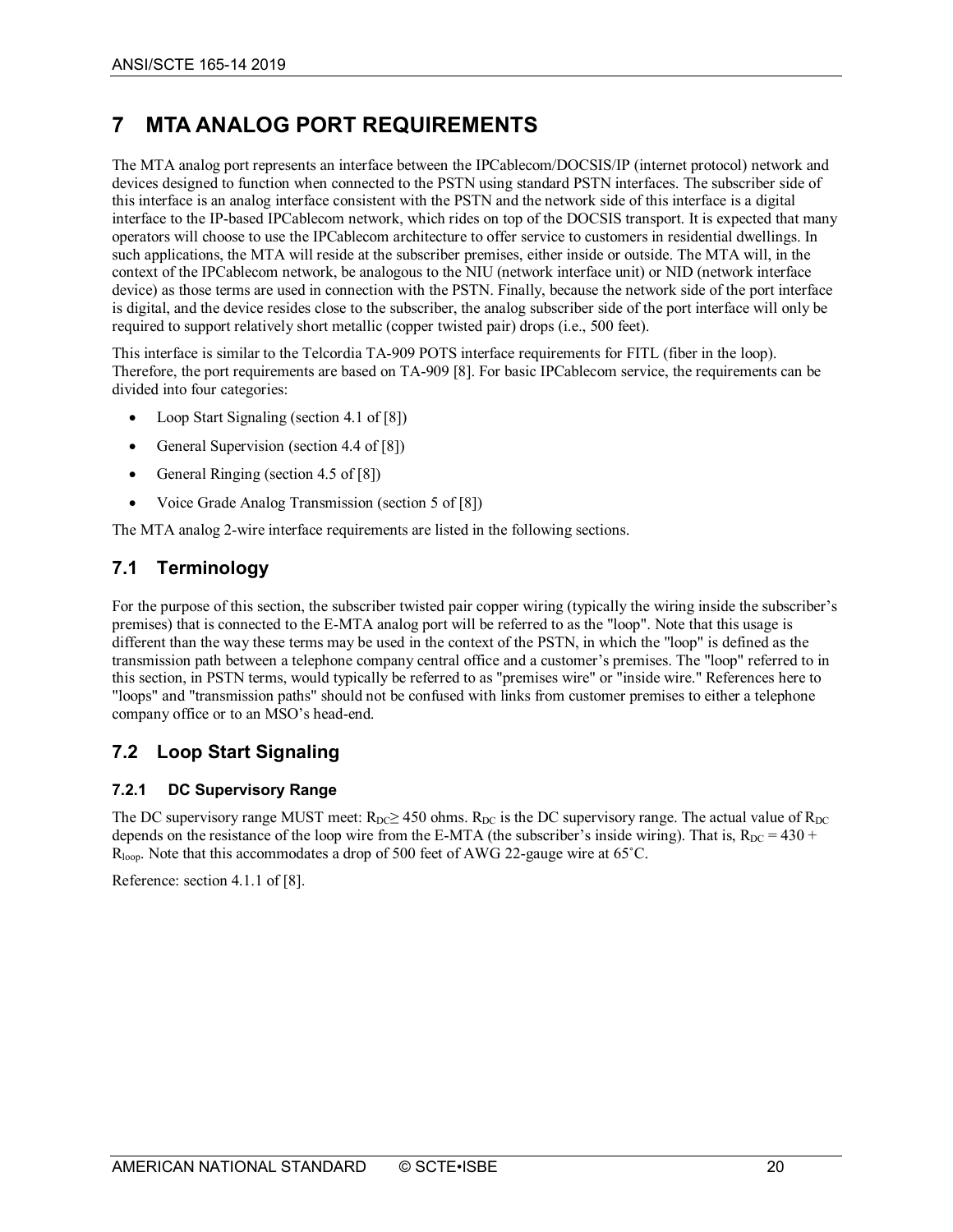# 7 MTA ANALOG PORT REQUIREMENTS

The MTA analog port represents an interface between the IPCablecom/DOCSIS/IP (internet protocol) network and devices designed to function when connected to the PSTN using standard PSTN interfaces. The subscriber side of this interface is an analog interface consistent with the PSTN and the network side of this interface is a digital interface to the IP-based IPCablecom network, which rides on top of the DOCSIS transport. It is expected that many operators will choose to use the IPCablecom architecture to offer service to customers in residential dwellings. In such applications, the MTA will reside at the subscriber premises, either inside or outside. The MTA will, in the context of the IPCablecom network, be analogous to the NIU (network interface unit) or NID (network interface device) as those terms are used in connection with the PSTN. Finally, because the network side of the port interface is digital, and the device resides close to the subscriber, the analog subscriber side of the port interface will only be required to support relatively short metallic (copper twisted pair) drops (i.e., 500 feet).

This interface is similar to the Telcordia TA-909 POTS interface requirements for FITL (fiber in the loop). Therefore, the port requirements are based on TA-909 [8]. For basic IPCablecom service, the requirements can be divided into four categories:

- Loop Start Signaling (section 4.1 of [8])
- General Supervision (section 4.4 of [8])
- General Ringing (section 4.5 of [8])
- Voice Grade Analog Transmission (section 5 of [8])

The MTA analog 2-wire interface requirements are listed in the following sections.

## 7.1 Terminology

For the purpose of this section, the subscriber twisted pair copper wiring (typically the wiring inside the subscriber's premises) that is connected to the E-MTA analog port will be referred to as the "loop". Note that this usage is different than the way these terms may be used in the context of the PSTN, in which the "loop" is defined as the transmission path between a telephone company central office and a customer's premises. The "loop" referred to in this section, in PSTN terms, would typically be referred to as "premises wire" or "inside wire." References here to "loops" and "transmission paths" should not be confused with links from customer premises to either a telephone company office or to an MSO's head-end.

## 7.2 Loop Start Signaling

### 7.2.1 DC Supervisory Range

The DC supervisory range MUST meet: $R_{DC} \geq 450$ ohms. $R_{DC}$ is the DC supervisory range. The actual value of $R_{DC}$ depends on the resistance of the loop wire from the E-MTA (the subscriber's inside wiring). That is, $R_{DC} = 430 + R_{loop}$. Note that this accommodates a drop of 500 feet of AWG 22-gauge wire at 65˚C.

Reference: section 4.1.1 of [8].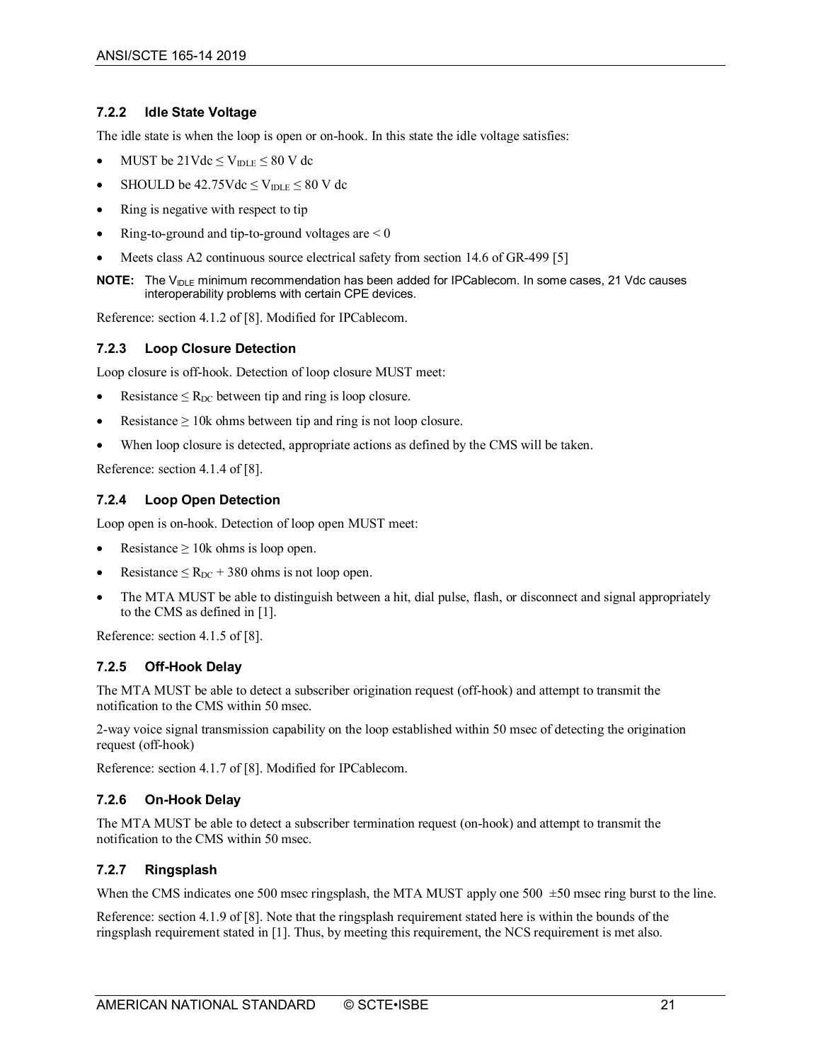### 7.2.2 Idle State Voltage

The idle state is when the loop is open or on-hook. In this state the idle voltage satisfies:

- MUST be 21Vdc $\leq V_{IDLE} \leq$ 80 V dc
- SHOULD be 42.75Vdc $\leq V_{IDLE} \leq$ 80 V dc
- Ring is negative with respect to tip
- Ring-to-ground and tip-to-ground voltages are < 0
- Meets class A2 continuous source electrical safety from section 14.6 of GR-499 [5]

**NOTE:** The $V_{IDLE}$ minimum recommendation has been added for IPCablecom. In some cases, 21 Vdc causes interoperability problems with certain CPE devices.

Reference: section 4.1.2 of [8]. Modified for IPCablecom.

### 7.2.3 Loop Closure Detection

Loop closure is off-hook. Detection of loop closure MUST meet:

- Resistance $\leq R_{DC}$ between tip and ring is loop closure.
- Resistance $\geq$ 10k ohms between tip and ring is not loop closure.
- When loop closure is detected, appropriate actions as defined by the CMS will be taken.

Reference: section 4.1.4 of [8].

### 7.2.4 Loop Open Detection

Loop open is on-hook. Detection of loop open MUST meet:

- Resistance $\geq$ 10k ohms is loop open.
- Resistance $\leq R_{DC}$ + 380 ohms is not loop open.
- The MTA MUST be able to distinguish between a hit, dial pulse, flash, or disconnect and signal appropriately to the CMS as defined in [1].

Reference: section 4.1.5 of [8].

### 7.2.5 Off-Hook Delay

The MTA MUST be able to detect a subscriber origination request (off-hook) and attempt to transmit the notification to the CMS within 50 msec.

2-way voice signal transmission capability on the loop established within 50 msec of detecting the origination request (off-hook)

Reference: section 4.1.7 of [8]. Modified for IPCablecom.

### 7.2.6 On-Hook Delay

The MTA MUST be able to detect a subscriber termination request (on-hook) and attempt to transmit the notification to the CMS within 50 msec.

### 7.2.7 Ringsplash

When the CMS indicates one 500 msec ringsplash, the MTA MUST apply one 500 ±50 msec ring burst to the line.

Reference: section 4.1.9 of [8]. Note that the ringsplash requirement stated here is within the bounds of the ringsplash requirement stated in [1]. Thus, by meeting this requirement, the NCS requirement is met also.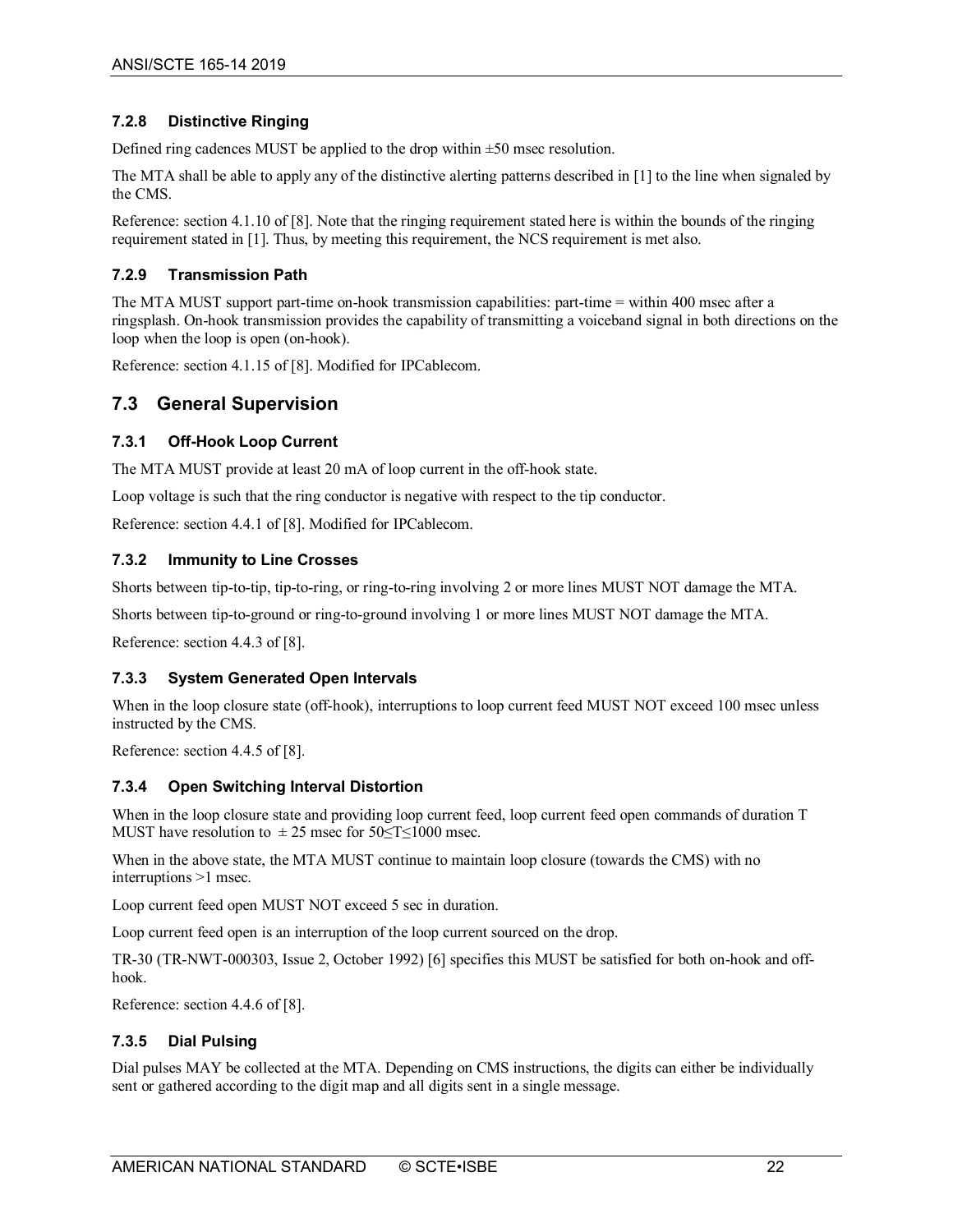### 7.2.8 Distinctive Ringing

Defined ring cadences MUST be applied to the drop within ±50 msec resolution.

The MTA shall be able to apply any of the distinctive alerting patterns described in [1] to the line when signaled by the CMS.

Reference: section 4.1.10 of [8]. Note that the ringing requirement stated here is within the bounds of the ringing requirement stated in [1]. Thus, by meeting this requirement, the NCS requirement is met also.

### 7.2.9 Transmission Path

The MTA MUST support part-time on-hook transmission capabilities: part-time = within 400 msec after a ringsplash. On-hook transmission provides the capability of transmitting a voiceband signal in both directions on the loop when the loop is open (on-hook).

Reference: section 4.1.15 of [8]. Modified for IPCablecom.

## 7.3 General Supervision

### 7.3.1 Off-Hook Loop Current

The MTA MUST provide at least 20 mA of loop current in the off-hook state.

Loop voltage is such that the ring conductor is negative with respect to the tip conductor.

Reference: section 4.4.1 of [8]. Modified for IPCablecom.

### 7.3.2 Immunity to Line Crosses

Shorts between tip-to-tip, tip-to-ring, or ring-to-ring involving 2 or more lines MUST NOT damage the MTA.

Shorts between tip-to-ground or ring-to-ground involving 1 or more lines MUST NOT damage the MTA.

Reference: section 4.4.3 of [8].

### 7.3.3 System Generated Open Intervals

When in the loop closure state (off-hook), interruptions to loop current feed MUST NOT exceed 100 msec unless instructed by the CMS.

Reference: section 4.4.5 of [8].

### 7.3.4 Open Switching Interval Distortion

When in the loop closure state and providing loop current feed, loop current feed open commands of duration T MUST have resolution to $\pm$ 25 msec for $50 \leq T \leq 1000$ msec.

When in the above state, the MTA MUST continue to maintain loop closure (towards the CMS) with no interruptions >1 msec.

Loop current feed open MUST NOT exceed 5 sec in duration.

Loop current feed open is an interruption of the loop current sourced on the drop.

TR-30 (TR-NWT-000303, Issue 2, October 1992) [6] specifies this MUST be satisfied for both on-hook and off-hook.

Reference: section 4.4.6 of [8].

### 7.3.5 Dial Pulsing

Dial pulses MAY be collected at the MTA. Depending on CMS instructions, the digits can either be individually sent or gathered according to the digit map and all digits sent in a single message.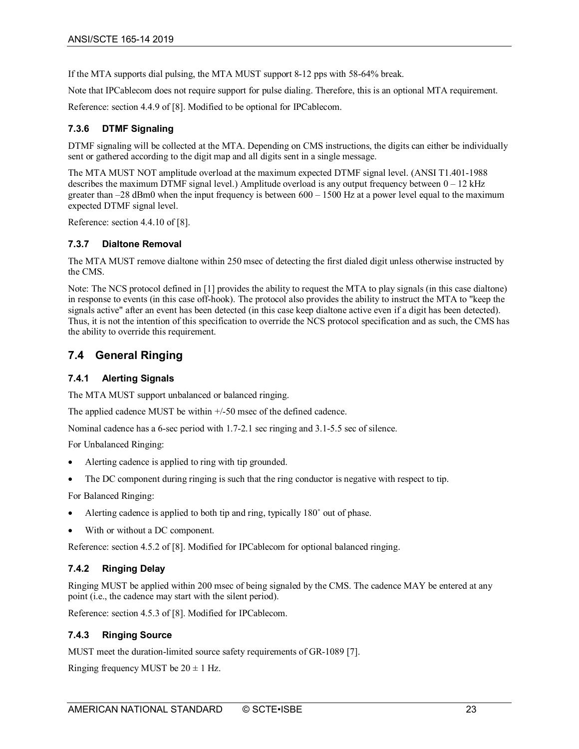If the MTA supports dial pulsing, the MTA MUST support 8-12 pps with 58-64% break.

Note that IPCablecom does not require support for pulse dialing. Therefore, this is an optional MTA requirement.

Reference: section 4.4.9 of [8]. Modified to be optional for IPCablecom.

### 7.3.6 DTMF Signaling

DTMF signaling will be collected at the MTA. Depending on CMS instructions, the digits can either be individually sent or gathered according to the digit map and all digits sent in a single message.

The MTA MUST NOT amplitude overload at the maximum expected DTMF signal level. (ANSI T1.401-1988 describes the maximum DTMF signal level.) Amplitude overload is any output frequency between 0 – 12 kHz greater than –28 dBm0 when the input frequency is between 600 – 1500 Hz at a power level equal to the maximum expected DTMF signal level.

Reference: section 4.4.10 of [8].

### 7.3.7 Dialtone Removal

The MTA MUST remove dialtone within 250 msec of detecting the first dialed digit unless otherwise instructed by the CMS.

Note: The NCS protocol defined in [1] provides the ability to request the MTA to play signals (in this case dialtone) in response to events (in this case off-hook). The protocol also provides the ability to instruct the MTA to "keep the signals active" after an event has been detected (in this case keep dialtone active even if a digit has been detected). Thus, it is not the intention of this specification to override the NCS protocol specification and as such, the CMS has the ability to override this requirement.

## 7.4 General Ringing

### 7.4.1 Alerting Signals

The MTA MUST support unbalanced or balanced ringing.

The applied cadence MUST be within +/-50 msec of the defined cadence.

Nominal cadence has a 6-sec period with 1.7-2.1 sec ringing and 3.1-5.5 sec of silence.

For Unbalanced Ringing:

- Alerting cadence is applied to ring with tip grounded.
- The DC component during ringing is such that the ring conductor is negative with respect to tip.

For Balanced Ringing:

- Alerting cadence is applied to both tip and ring, typically 180˚ out of phase.
- With or without a DC component.

Reference: section 4.5.2 of [8]. Modified for IPCablecom for optional balanced ringing.

### 7.4.2 Ringing Delay

Ringing MUST be applied within 200 msec of being signaled by the CMS. The cadence MAY be entered at any point (i.e., the cadence may start with the silent period).

Reference: section 4.5.3 of [8]. Modified for IPCablecom.

### 7.4.3 Ringing Source

MUST meet the duration-limited source safety requirements of GR-1089 [7].

Ringing frequency MUST be $20 \pm 1$ Hz.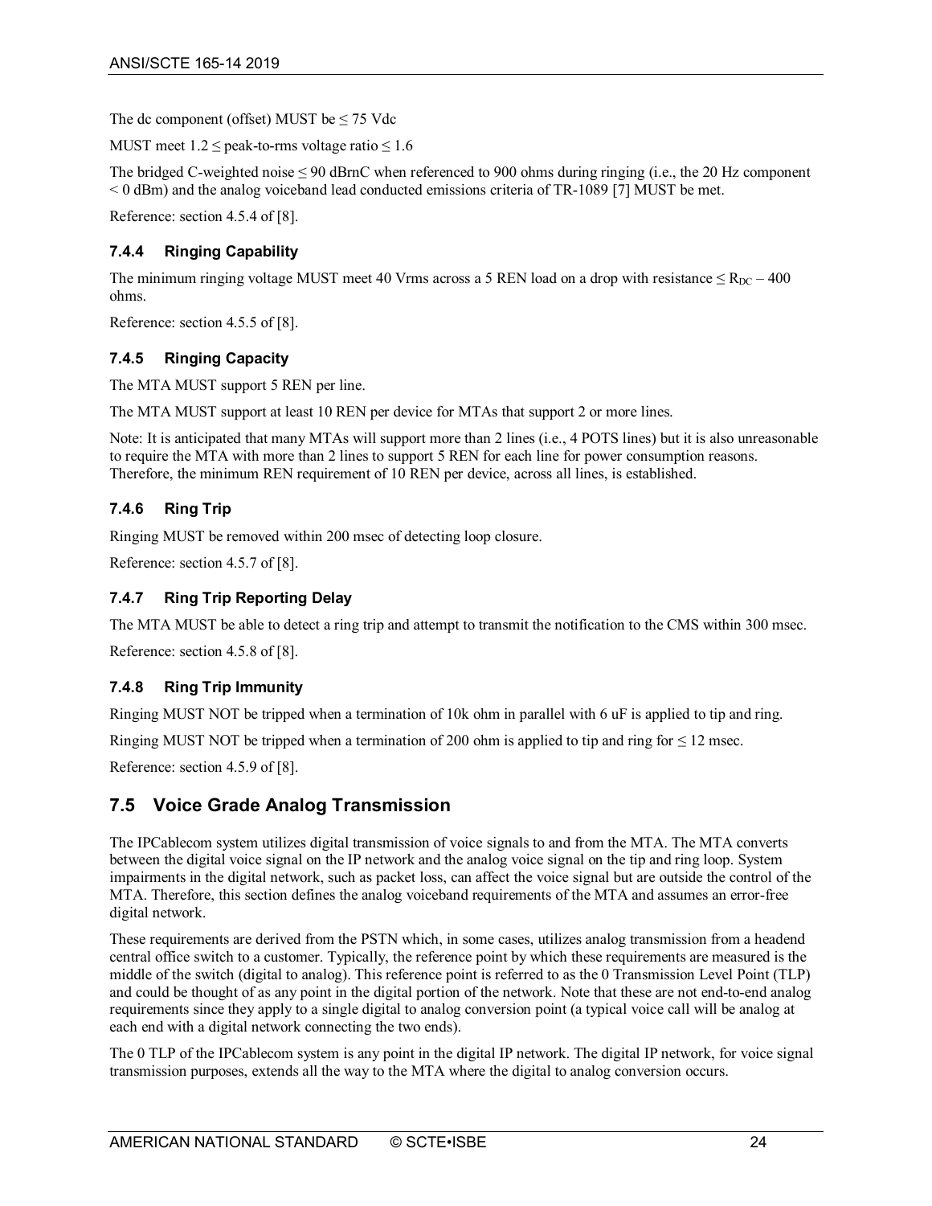The dc component (offset) MUST be ≤ 75 Vdc

MUST meet 1.2 ≤ peak-to-rms voltage ratio ≤ 1.6

The bridged C-weighted noise ≤ 90 dBrnC when referenced to 900 ohms during ringing (i.e., the 20 Hz component < 0 dBm) and the analog voiceband lead conducted emissions criteria of TR-1089 [7] MUST be met.

Reference: section 4.5.4 of [8].

### 7.4.4 Ringing Capability

The minimum ringing voltage MUST meet 40 Vrms across a 5 REN load on a drop with resistance ≤ $R_{DC}$ – 400 ohms.

Reference: section 4.5.5 of [8].

### 7.4.5 Ringing Capacity

The MTA MUST support 5 REN per line.

The MTA MUST support at least 10 REN per device for MTAs that support 2 or more lines.

Note: It is anticipated that many MTAs will support more than 2 lines (i.e., 4 POTS lines) but it is also unreasonable to require the MTA with more than 2 lines to support 5 REN for each line for power consumption reasons. Therefore, the minimum REN requirement of 10 REN per device, across all lines, is established.

### 7.4.6 Ring Trip

Ringing MUST be removed within 200 msec of detecting loop closure.

Reference: section 4.5.7 of [8].

### 7.4.7 Ring Trip Reporting Delay

The MTA MUST be able to detect a ring trip and attempt to transmit the notification to the CMS within 300 msec.

Reference: section 4.5.8 of [8].

### 7.4.8 Ring Trip Immunity

Ringing MUST NOT be tripped when a termination of 10k ohm in parallel with 6 uF is applied to tip and ring.

Ringing MUST NOT be tripped when a termination of 200 ohm is applied to tip and ring for ≤ 12 msec.

Reference: section 4.5.9 of [8].

## 7.5 Voice Grade Analog Transmission

The IPCablecom system utilizes digital transmission of voice signals to and from the MTA. The MTA converts between the digital voice signal on the IP network and the analog voice signal on the tip and ring loop. System impairments in the digital network, such as packet loss, can affect the voice signal but are outside the control of the MTA. Therefore, this section defines the analog voiceband requirements of the MTA and assumes an error-free digital network.

These requirements are derived from the PSTN which, in some cases, utilizes analog transmission from a headend central office switch to a customer. Typically, the reference point by which these requirements are measured is the middle of the switch (digital to analog). This reference point is referred to as the 0 Transmission Level Point (TLP) and could be thought of as any point in the digital portion of the network. Note that these are not end-to-end analog requirements since they apply to a single digital to analog conversion point (a typical voice call will be analog at each end with a digital network connecting the two ends).

The 0 TLP of the IPCablecom system is any point in the digital IP network. The digital IP network, for voice signal transmission purposes, extends all the way to the MTA where the digital to analog conversion occurs.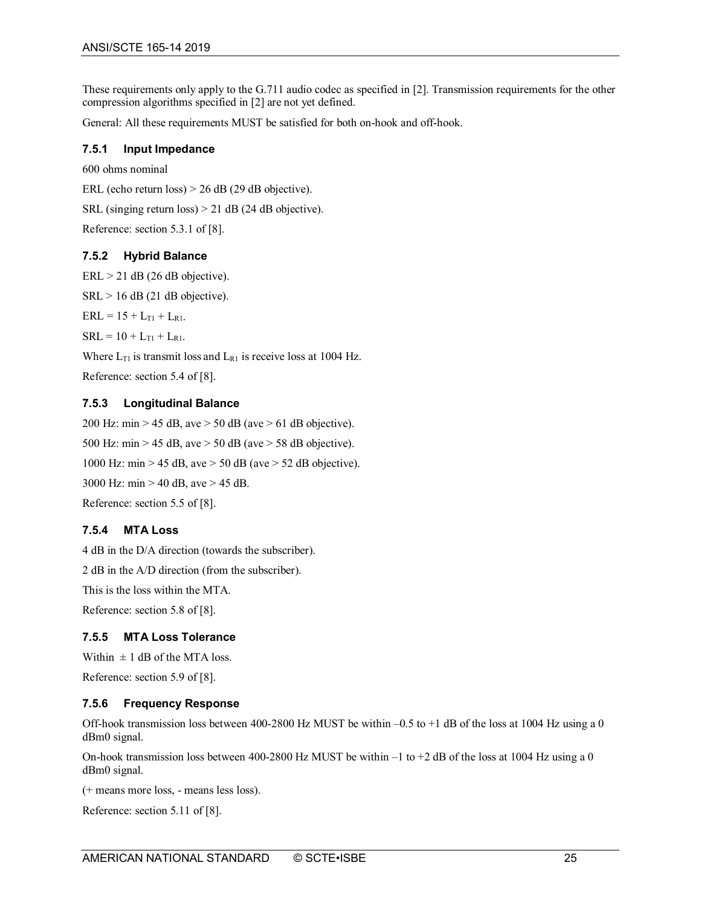These requirements only apply to the G.711 audio codec as specified in [2]. Transmission requirements for the other compression algorithms specified in [2] are not yet defined.

General: All these requirements MUST be satisfied for both on-hook and off-hook.

### 7.5.1 Input Impedance

600 ohms nominal

ERL (echo return loss) > 26 dB (29 dB objective).

SRL (singing return loss) > 21 dB (24 dB objective).

Reference: section 5.3.1 of [8].

### 7.5.2 Hybrid Balance

ERL > 21 dB (26 dB objective).

SRL > 16 dB (21 dB objective).

$ERL = 15 + L_{T1} + L_{R1}$.

$SRL = 10 + L_{T1} + L_{R1}$.

Where $L_{T1}$ is transmit loss and $L_{R1}$ is receive loss at 1004 Hz.

Reference: section 5.4 of [8].

### 7.5.3 Longitudinal Balance

200 Hz: min > 45 dB, ave > 50 dB (ave > 61 dB objective).

500 Hz: min > 45 dB, ave > 50 dB (ave > 58 dB objective).

1000 Hz: min > 45 dB, ave > 50 dB (ave > 52 dB objective).

3000 Hz: min > 40 dB, ave > 45 dB.

Reference: section 5.5 of [8].

### 7.5.4 MTA Loss

4 dB in the D/A direction (towards the subscriber).

2 dB in the A/D direction (from the subscriber).

This is the loss within the MTA.

Reference: section 5.8 of [8].

### 7.5.5 MTA Loss Tolerance

Within ± 1 dB of the MTA loss.

Reference: section 5.9 of [8].

### 7.5.6 Frequency Response

Off-hook transmission loss between 400-2800 Hz MUST be within –0.5 to +1 dB of the loss at 1004 Hz using a 0 dBm0 signal.

On-hook transmission loss between 400-2800 Hz MUST be within –1 to +2 dB of the loss at 1004 Hz using a 0 dBm0 signal.

(+ means more loss, - means less loss).

Reference: section 5.11 of [8].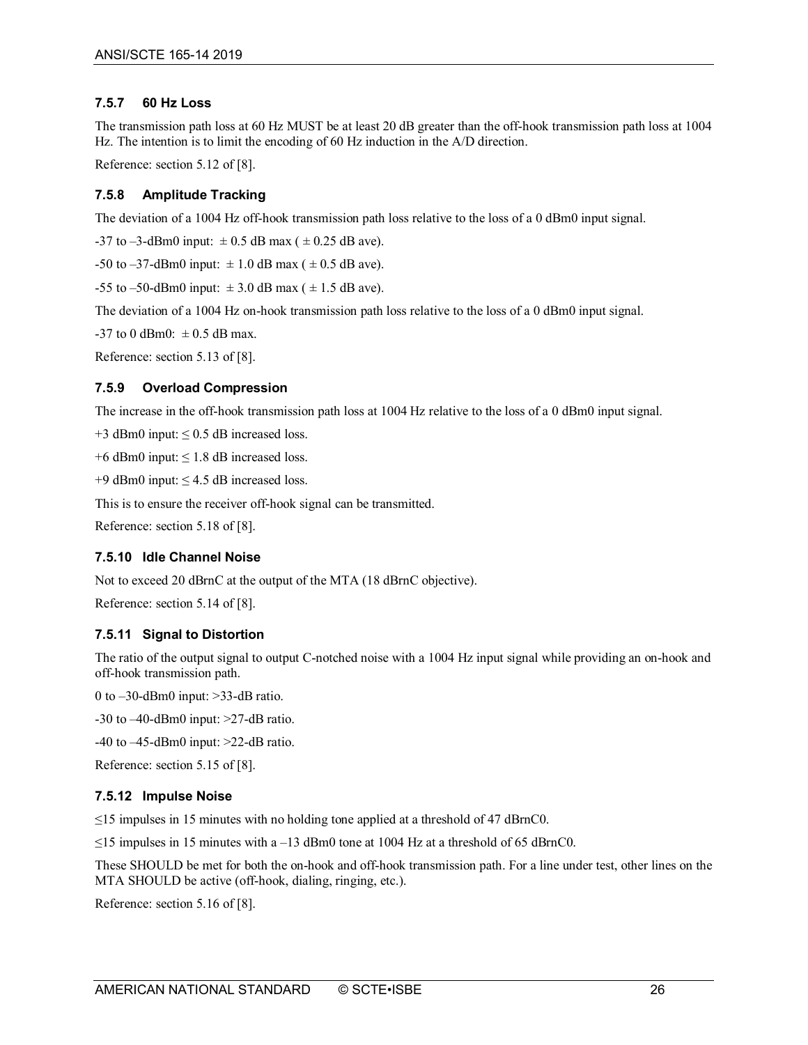### 7.5.7 60 Hz Loss

The transmission path loss at 60 Hz MUST be at least 20 dB greater than the off-hook transmission path loss at 1004 Hz. The intention is to limit the encoding of 60 Hz induction in the A/D direction.

Reference: section 5.12 of [8].

### 7.5.8 Amplitude Tracking

The deviation of a 1004 Hz off-hook transmission path loss relative to the loss of a 0 dBm0 input signal.

-37 to –3-dBm0 input: ± 0.5 dB max ( ± 0.25 dB ave).

-50 to –37-dBm0 input: ± 1.0 dB max ( ± 0.5 dB ave).

-55 to –50-dBm0 input: ± 3.0 dB max ( ± 1.5 dB ave).

The deviation of a 1004 Hz on-hook transmission path loss relative to the loss of a 0 dBm0 input signal.

-37 to 0 dBm0: ± 0.5 dB max.

Reference: section 5.13 of [8].

### 7.5.9 Overload Compression

The increase in the off-hook transmission path loss at 1004 Hz relative to the loss of a 0 dBm0 input signal.

+3 dBm0 input: ≤ 0.5 dB increased loss.

+6 dBm0 input: ≤ 1.8 dB increased loss.

+9 dBm0 input: ≤ 4.5 dB increased loss.

This is to ensure the receiver off-hook signal can be transmitted.

Reference: section 5.18 of [8].

### 7.5.10 Idle Channel Noise

Not to exceed 20 dBrnC at the output of the MTA (18 dBrnC objective).

Reference: section 5.14 of [8].

### 7.5.11 Signal to Distortion

The ratio of the output signal to output C-notched noise with a 1004 Hz input signal while providing an on-hook and off-hook transmission path.

0 to –30-dBm0 input: >33-dB ratio.

-30 to –40-dBm0 input: >27-dB ratio.

-40 to –45-dBm0 input: >22-dB ratio.

Reference: section 5.15 of [8].

### 7.5.12 Impulse Noise

≤15 impulses in 15 minutes with no holding tone applied at a threshold of 47 dBrnC0.

≤15 impulses in 15 minutes with a –13 dBm0 tone at 1004 Hz at a threshold of 65 dBrnC0.

These SHOULD be met for both the on-hook and off-hook transmission path. For a line under test, other lines on the MTA SHOULD be active (off-hook, dialing, ringing, etc.).

Reference: section 5.16 of [8].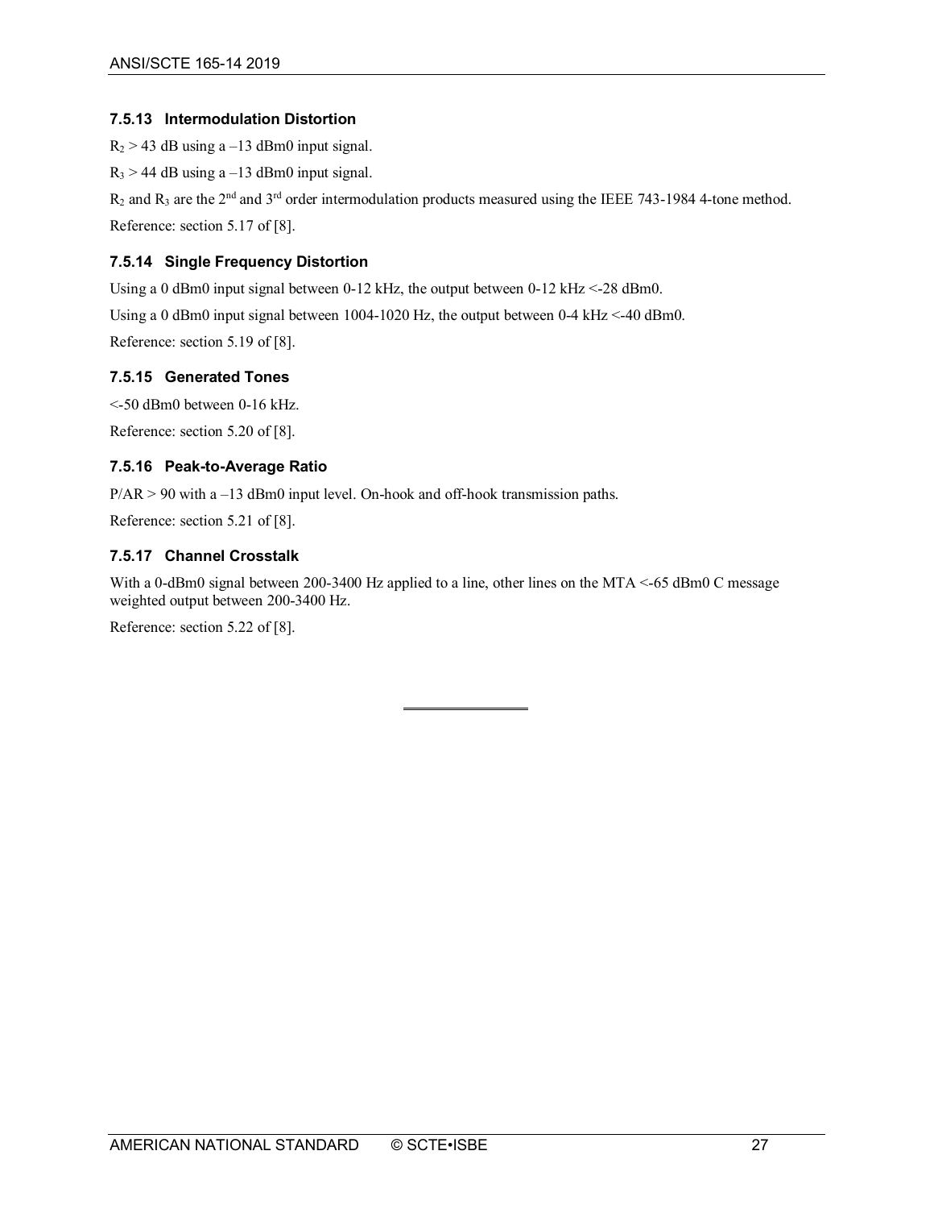### 7.5.13 Intermodulation Distortion

$R_2$ > 43 dB using a –13 dBm0 input signal.

$R_3$ > 44 dB using a –13 dBm0 input signal.

$R_2$ and $R_3$ are the 2nd and 3rd order intermodulation products measured using the IEEE 743-1984 4-tone method.

Reference: section 5.17 of [8].

### 7.5.14 Single Frequency Distortion

Using a 0 dBm0 input signal between 0-12 kHz, the output between 0-12 kHz <-28 dBm0.

Using a 0 dBm0 input signal between 1004-1020 Hz, the output between 0-4 kHz <-40 dBm0.

Reference: section 5.19 of [8].

### 7.5.15 Generated Tones

<-50 dBm0 between 0-16 kHz.

Reference: section 5.20 of [8].

### 7.5.16 Peak-to-Average Ratio

P/AR > 90 with a –13 dBm0 input level. On-hook and off-hook transmission paths.

Reference: section 5.21 of [8].

### 7.5.17 Channel Crosstalk

With a 0-dBm0 signal between 200-3400 Hz applied to a line, other lines on the MTA <-65 dBm0 C message weighted output between 200-3400 Hz.

Reference: section 5.22 of [8].